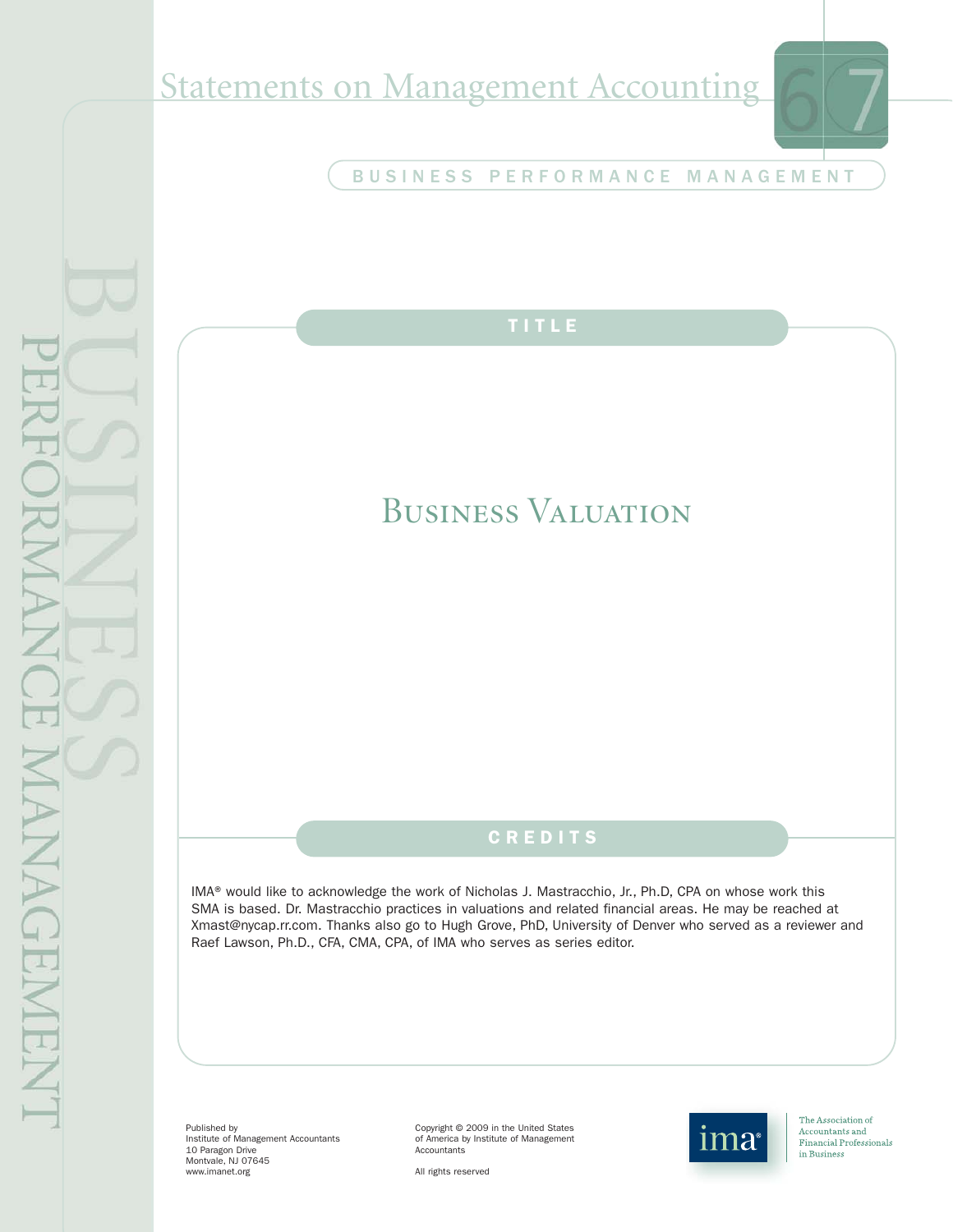# Statements on Management Accounting

67

BUSINESS PERFORMANCE MANAGEMENT

## TITLE

# Business Valuation

## CREDITS

IMA® would like to acknowledge the work of Nicholas J. Mastracchio, Jr., Ph.D, CPA on whose work this SMA is based. Dr. Mastracchio practices in valuations and related financial areas. He may be reached at Xmast@nycap.rr.com. Thanks also go to Hugh Grove, PhD, University of Denver who served as a reviewer and Raef Lawson, Ph.D., CFA, CMA, CPA, of IMA who serves as series editor.

Published by
Institute of Management Accountants
10 Paragon Drive
Montvale, NJ 07645
www.imanet.org

Copyright © 2009 in the United States of America by Institute of Management Accountants

All rights reserved

ima®

The Association of Accountants and Financial Professionals in Business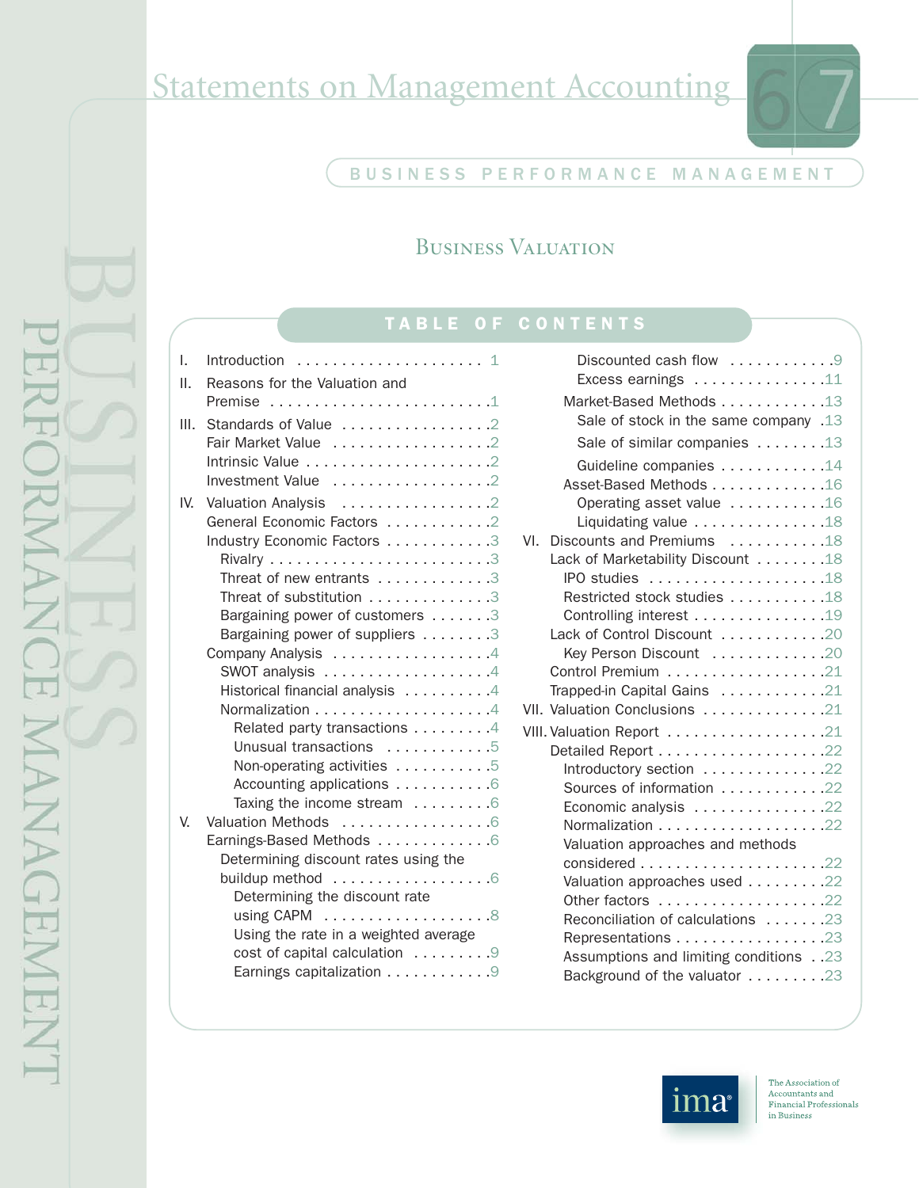# Statements on Management Accounting

67

BUSINESS PERFORMANCE MANAGEMENT

## Business Valuation

### TABLE OF CONTENTS

- I. Introduction . . . . . . . . . . 1
- II. Reasons for the Valuation and Premise . . . . . . . . . . 1
- III. Standards of Value . . . . . . . . . . 2
  - Fair Market Value . . . . . . . . . . 2
  - Intrinsic Value . . . . . . . . . . 2
  - Investment Value . . . . . . . . . . 2
- IV. Valuation Analysis . . . . . . . . . . 2
  - General Economic Factors . . . . . . . . . . 2
  - Industry Economic Factors . . . . . . . . . . 3
    - Rivalry . . . . . . . . . . 3
    - Threat of new entrants . . . . . . . . . . 3
    - Threat of substitution . . . . . . . . . . 3
    - Bargaining power of customers . . . . . . . . . . 3
    - Bargaining power of suppliers . . . . . . . . . . 3
  - Company Analysis . . . . . . . . . . 4
    - SWOT analysis . . . . . . . . . . 4
    - Historical financial analysis . . . . . . . . . . 4
    - Normalization . . . . . . . . . . 4
      - Related party transactions . . . . . . . . . . 4
      - Unusual transactions . . . . . . . . . . 5
      - Non-operating activities . . . . . . . . . . 5
      - Accounting applications . . . . . . . . . . 6
      - Taxing the income stream . . . . . . . . . . 6
- V. Valuation Methods . . . . . . . . . . 6
  - Earnings-Based Methods . . . . . . . . . . 6
    - Determining discount rates using the buildup method . . . . . . . . . . 6
      - Determining the discount rate using CAPM . . . . . . . . . . 8
      - Using the rate in a weighted average cost of capital calculation . . . . . . . . . . 9
      - Earnings capitalization . . . . . . . . . . 9
      - Discounted cash flow . . . . . . . . . . 9
      - Excess earnings . . . . . . . . . . 11
  - Market-Based Methods . . . . . . . . . . 13
    - Sale of stock in the same company . . . . . . . . . . 13
    - Sale of similar companies . . . . . . . . . . 13
    - Guideline companies . . . . . . . . . . 14
  - Asset-Based Methods . . . . . . . . . . 16
    - Operating asset value . . . . . . . . . . 16
    - Liquidating value . . . . . . . . . . 18
- VI. Discounts and Premiums . . . . . . . . . . 18
  - Lack of Marketability Discount . . . . . . . . . . 18
    - IPO studies . . . . . . . . . . 18
    - Restricted stock studies . . . . . . . . . . 18
    - Controlling interest . . . . . . . . . . 19
  - Lack of Control Discount . . . . . . . . . . 20
    - Key Person Discount . . . . . . . . . . 20
  - Control Premium . . . . . . . . . . 21
  - Trapped-in Capital Gains . . . . . . . . . . 21
- VII. Valuation Conclusions . . . . . . . . . . 21
- VIII. Valuation Report . . . . . . . . . . 21
  - Detailed Report . . . . . . . . . . 22
    - Introductory section . . . . . . . . . . 22
    - Sources of information . . . . . . . . . . 22
    - Economic analysis . . . . . . . . . . 22
    - Normalization . . . . . . . . . . 22
    - Valuation approaches and methods considered . . . . . . . . . . 22
    - Valuation approaches used . . . . . . . . . . 22
    - Other factors . . . . . . . . . . 22
    - Reconciliation of calculations . . . . . . . . . . 23
    - Representations . . . . . . . . . . 23
    - Assumptions and limiting conditions . . . . . . . . . . 23
    - Background of the valuator . . . . . . . . . . 23

ima — The Association of Accountants and Financial Professionals in Business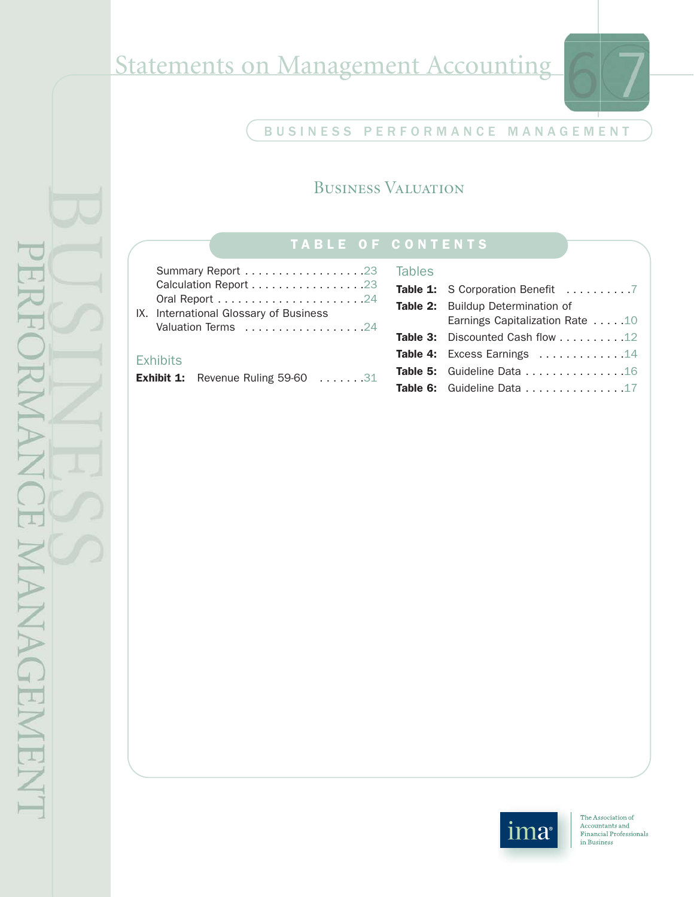# Business Valuation

## TABLE OF CONTENTS

- Summary Report . . . . . . . . . . . . . . . . . .23
- Calculation Report . . . . . . . . . . . . . . . . .23
- Oral Report . . . . . . . . . . . . . . . . . . . . . .24

IX. International Glossary of Business Valuation Terms . . . . . . . . . . . . . . . . . .24

### Exhibits

**Exhibit 1:** Revenue Ruling 59-60 . . . . . . .31

### Tables

**Table 1:** S Corporation Benefit . . . . . . . . . .7

**Table 2:** Buildup Determination of Earnings Capitalization Rate . . . . .10

**Table 3:** Discounted Cash flow . . . . . . . . . .12

**Table 4:** Excess Earnings . . . . . . . . . . . . .14

**Table 5:** Guideline Data . . . . . . . . . . . . . . .16

**Table 6:** Guideline Data . . . . . . . . . . . . . . .17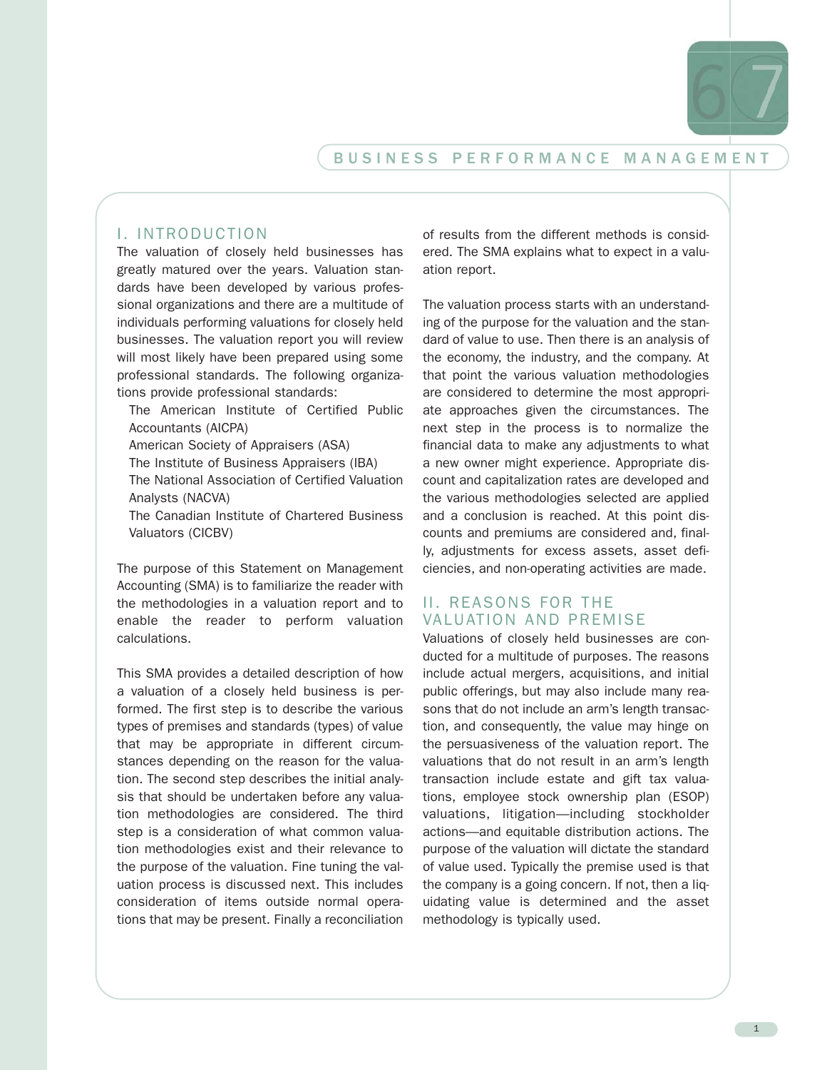## I. INTRODUCTION

The valuation of closely held businesses has greatly matured over the years. Valuation standards have been developed by various professional organizations and there are a multitude of individuals performing valuations for closely held businesses. The valuation report you will review will most likely have been prepared using some professional standards. The following organizations provide professional standards:

- The American Institute of Certified Public Accountants (AICPA)
- American Society of Appraisers (ASA)
- The Institute of Business Appraisers (IBA)
- The National Association of Certified Valuation Analysts (NACVA)
- The Canadian Institute of Chartered Business Valuators (CICBV)

The purpose of this Statement on Management Accounting (SMA) is to familiarize the reader with the methodologies in a valuation report and to enable the reader to perform valuation calculations.

This SMA provides a detailed description of how a valuation of a closely held business is performed. The first step is to describe the various types of premises and standards (types) of value that may be appropriate in different circumstances depending on the reason for the valuation. The second step describes the initial analysis that should be undertaken before any valuation methodologies are considered. The third step is a consideration of what common valuation methodologies exist and their relevance to the purpose of the valuation. Fine tuning the valuation process is discussed next. This includes consideration of items outside normal operations that may be present. Finally a reconciliation of results from the different methods is considered. The SMA explains what to expect in a valuation report.

The valuation process starts with an understanding of the purpose for the valuation and the standard of value to use. Then there is an analysis of the economy, the industry, and the company. At that point the various valuation methodologies are considered to determine the most appropriate approaches given the circumstances. The next step in the process is to normalize the financial data to make any adjustments to what a new owner might experience. Appropriate discount and capitalization rates are developed and the various methodologies selected are applied and a conclusion is reached. At this point discounts and premiums are considered and, finally, adjustments for excess assets, asset deficiencies, and non-operating activities are made.

## II. REASONS FOR THE VALUATION AND PREMISE

Valuations of closely held businesses are conducted for a multitude of purposes. The reasons include actual mergers, acquisitions, and initial public offerings, but may also include many reasons that do not include an arm's length transaction, and consequently, the value may hinge on the persuasiveness of the valuation report. The valuations that do not result in an arm's length transaction include estate and gift tax valuations, employee stock ownership plan (ESOP) valuations, litigation—including stockholder actions—and equitable distribution actions. The purpose of the valuation will dictate the standard of value used. Typically the premise used is that the company is a going concern. If not, then a liquidating value is determined and the asset methodology is typically used.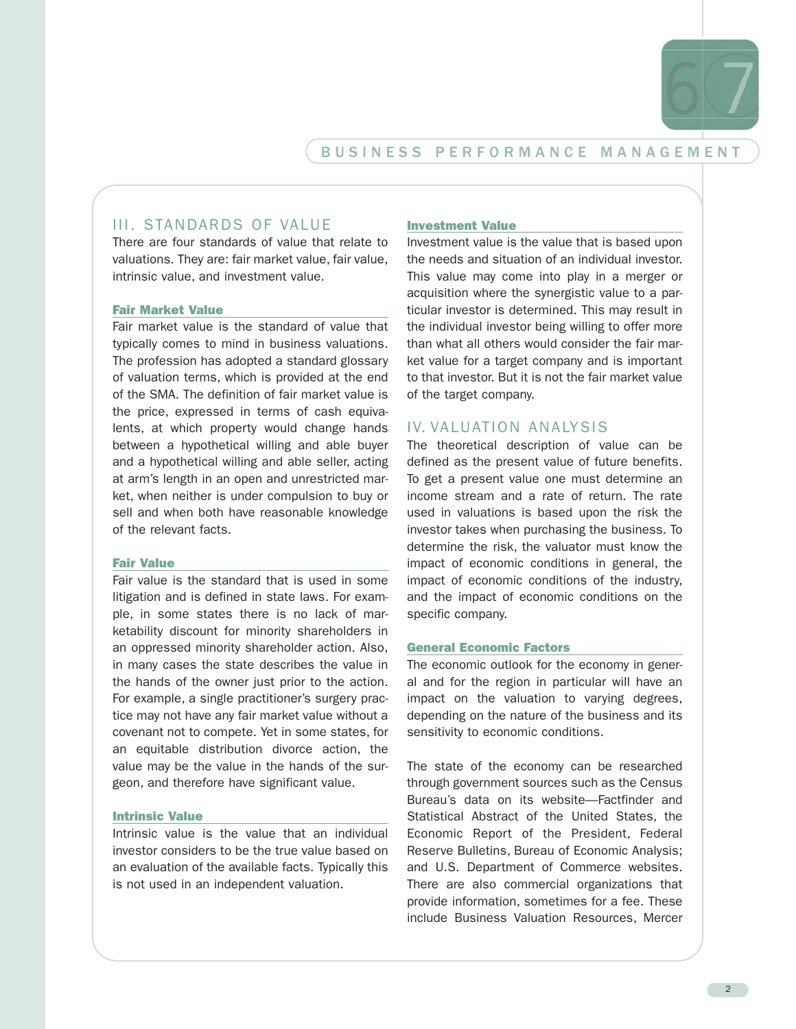## III. STANDARDS OF VALUE

There are four standards of value that relate to valuations. They are: fair market value, fair value, intrinsic value, and investment value.

### Fair Market Value

Fair market value is the standard of value that typically comes to mind in business valuations. The profession has adopted a standard glossary of valuation terms, which is provided at the end of the SMA. The definition of fair market value is the price, expressed in terms of cash equivalents, at which property would change hands between a hypothetical willing and able buyer and a hypothetical willing and able seller, acting at arm's length in an open and unrestricted market, when neither is under compulsion to buy or sell and when both have reasonable knowledge of the relevant facts.

### Fair Value

Fair value is the standard that is used in some litigation and is defined in state laws. For example, in some states there is no lack of marketability discount for minority shareholders in an oppressed minority shareholder action. Also, in many cases the state describes the value in the hands of the owner just prior to the action. For example, a single practitioner's surgery practice may not have any fair market value without a covenant not to compete. Yet in some states, for an equitable distribution divorce action, the value may be the value in the hands of the surgeon, and therefore have significant value.

### Intrinsic Value

Intrinsic value is the value that an individual investor considers to be the true value based on an evaluation of the available facts. Typically this is not used in an independent valuation.

### Investment Value

Investment value is the value that is based upon the needs and situation of an individual investor. This value may come into play in a merger or acquisition where the synergistic value to a particular investor is determined. This may result in the individual investor being willing to offer more than what all others would consider the fair market value for a target company and is important to that investor. But it is not the fair market value of the target company.

## IV. VALUATION ANALYSIS

The theoretical description of value can be defined as the present value of future benefits. To get a present value one must determine an income stream and a rate of return. The rate used in valuations is based upon the risk the investor takes when purchasing the business. To determine the risk, the valuator must know the impact of economic conditions in general, the impact of economic conditions of the industry, and the impact of economic conditions on the specific company.

### General Economic Factors

The economic outlook for the economy in general and for the region in particular will have an impact on the valuation to varying degrees, depending on the nature of the business and its sensitivity to economic conditions.

The state of the economy can be researched through government sources such as the Census Bureau's data on its website—Factfinder and Statistical Abstract of the United States, the Economic Report of the President, Federal Reserve Bulletins, Bureau of Economic Analysis; and U.S. Department of Commerce websites. There are also commercial organizations that provide information, sometimes for a fee. These include Business Valuation Resources, Mercer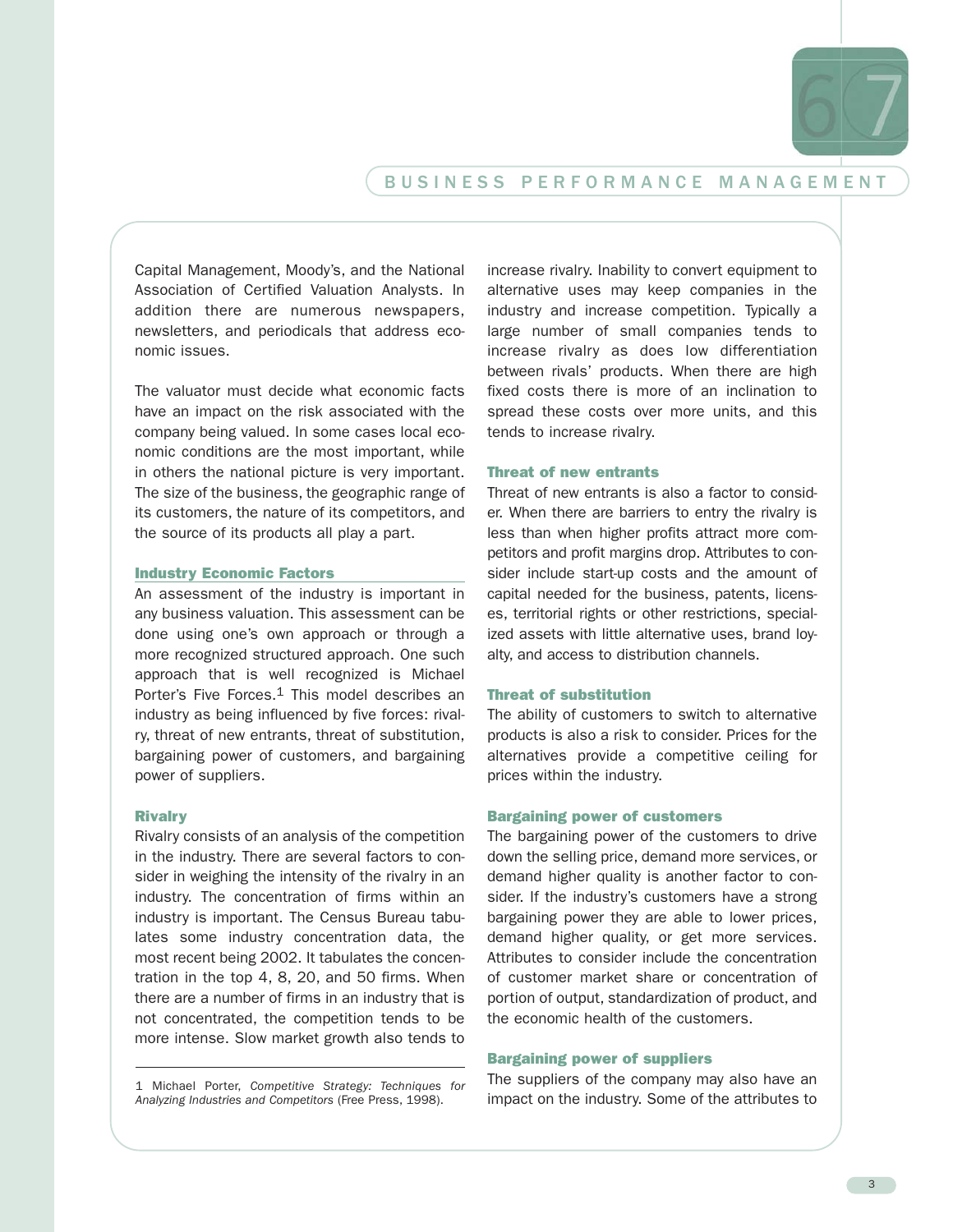Capital Management, Moody's, and the National Association of Certified Valuation Analysts. In addition there are numerous newspapers, newsletters, and periodicals that address economic issues.

The valuator must decide what economic facts have an impact on the risk associated with the company being valued. In some cases local economic conditions are the most important, while in others the national picture is very important. The size of the business, the geographic range of its customers, the nature of its competitors, and the source of its products all play a part.

### Industry Economic Factors

An assessment of the industry is important in any business valuation. This assessment can be done using one's own approach or through a more recognized structured approach. One such approach that is well recognized is Michael Porter's Five Forces.[1] This model describes an industry as being influenced by five forces: rivalry, threat of new entrants, threat of substitution, bargaining power of customers, and bargaining power of suppliers.

#### Rivalry

Rivalry consists of an analysis of the competition in the industry. There are several factors to consider in weighing the intensity of the rivalry in an industry. The concentration of firms within an industry is important. The Census Bureau tabulates some industry concentration data, the most recent being 2002. It tabulates the concentration in the top 4, 8, 20, and 50 firms. When there are a number of firms in an industry that is not concentrated, the competition tends to be more intense. Slow market growth also tends to increase rivalry. Inability to convert equipment to alternative uses may keep companies in the industry and increase competition. Typically a large number of small companies tends to increase rivalry as does low differentiation between rivals' products. When there are high fixed costs there is more of an inclination to spread these costs over more units, and this tends to increase rivalry.

#### Threat of new entrants

Threat of new entrants is also a factor to consider. When there are barriers to entry the rivalry is less than when higher profits attract more competitors and profit margins drop. Attributes to consider include start-up costs and the amount of capital needed for the business, patents, licenses, territorial rights or other restrictions, specialized assets with little alternative uses, brand loyalty, and access to distribution channels.

#### Threat of substitution

The ability of customers to switch to alternative products is also a risk to consider. Prices for the alternatives provide a competitive ceiling for prices within the industry.

#### Bargaining power of customers

The bargaining power of the customers to drive down the selling price, demand more services, or demand higher quality is another factor to consider. If the industry's customers have a strong bargaining power they are able to lower prices, demand higher quality, or get more services. Attributes to consider include the concentration of customer market share or concentration of portion of output, standardization of product, and the economic health of the customers.

#### Bargaining power of suppliers

The suppliers of the company may also have an impact on the industry. Some of the attributes to

---

1 Michael Porter, *Competitive Strategy: Techniques for Analyzing Industries and Competitors* (Free Press, 1998).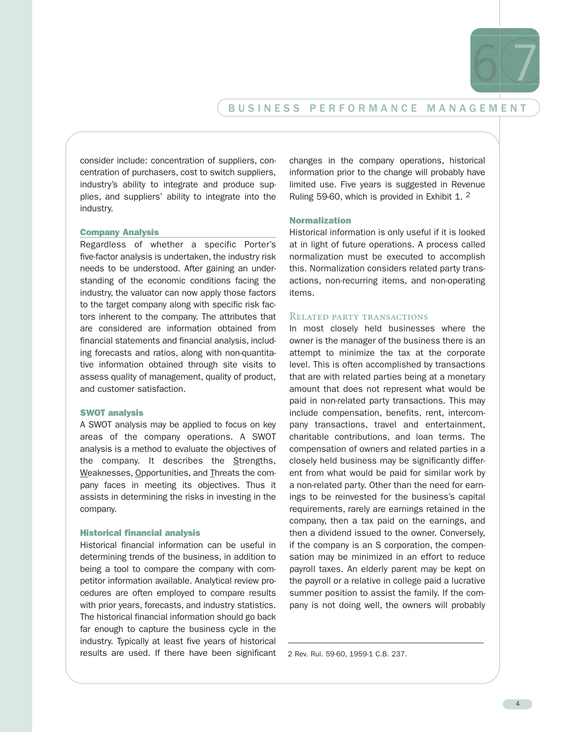consider include: concentration of suppliers, concentration of purchasers, cost to switch suppliers, industry's ability to integrate and produce supplies, and suppliers' ability to integrate into the industry.

### Company Analysis

Regardless of whether a specific Porter's five-factor analysis is undertaken, the industry risk needs to be understood. After gaining an understanding of the economic conditions facing the industry, the valuator can now apply those factors to the target company along with specific risk factors inherent to the company. The attributes that are considered are information obtained from financial statements and financial analysis, including forecasts and ratios, along with non-quantitative information obtained through site visits to assess quality of management, quality of product, and customer satisfaction.

### SWOT analysis

A SWOT analysis may be applied to focus on key areas of the company operations. A SWOT analysis is a method to evaluate the objectives of the company. It describes the Strengths, Weaknesses, Opportunities, and Threats the company faces in meeting its objectives. Thus it assists in determining the risks in investing in the company.

### Historical financial analysis

Historical financial information can be useful in determining trends of the business, in addition to being a tool to compare the company with competitor information available. Analytical review procedures are often employed to compare results with prior years, forecasts, and industry statistics. The historical financial information should go back far enough to capture the business cycle in the industry. Typically at least five years of historical results are used. If there have been significant changes in the company operations, historical information prior to the change will probably have limited use. Five years is suggested in Revenue Ruling 59-60, which is provided in Exhibit 1. [2]

### Normalization

Historical information is only useful if it is looked at in light of future operations. A process called normalization must be executed to accomplish this. Normalization considers related party transactions, non-recurring items, and non-operating items.

#### Related party transactions

In most closely held businesses where the owner is the manager of the business there is an attempt to minimize the tax at the corporate level. This is often accomplished by transactions that are with related parties being at a monetary amount that does not represent what would be paid in non-related party transactions. This may include compensation, benefits, rent, intercompany transactions, travel and entertainment, charitable contributions, and loan terms. The compensation of owners and related parties in a closely held business may be significantly different from what would be paid for similar work by a non-related party. Other than the need for earnings to be reinvested for the business's capital requirements, rarely are earnings retained in the company, then a tax paid on the earnings, and then a dividend issued to the owner. Conversely, if the company is an S corporation, the compensation may be minimized in an effort to reduce payroll taxes. An elderly parent may be kept on the payroll or a relative in college paid a lucrative summer position to assist the family. If the company is not doing well, the owners will probably

---

2 Rev. Rul. 59-60, 1959-1 C.B. 237.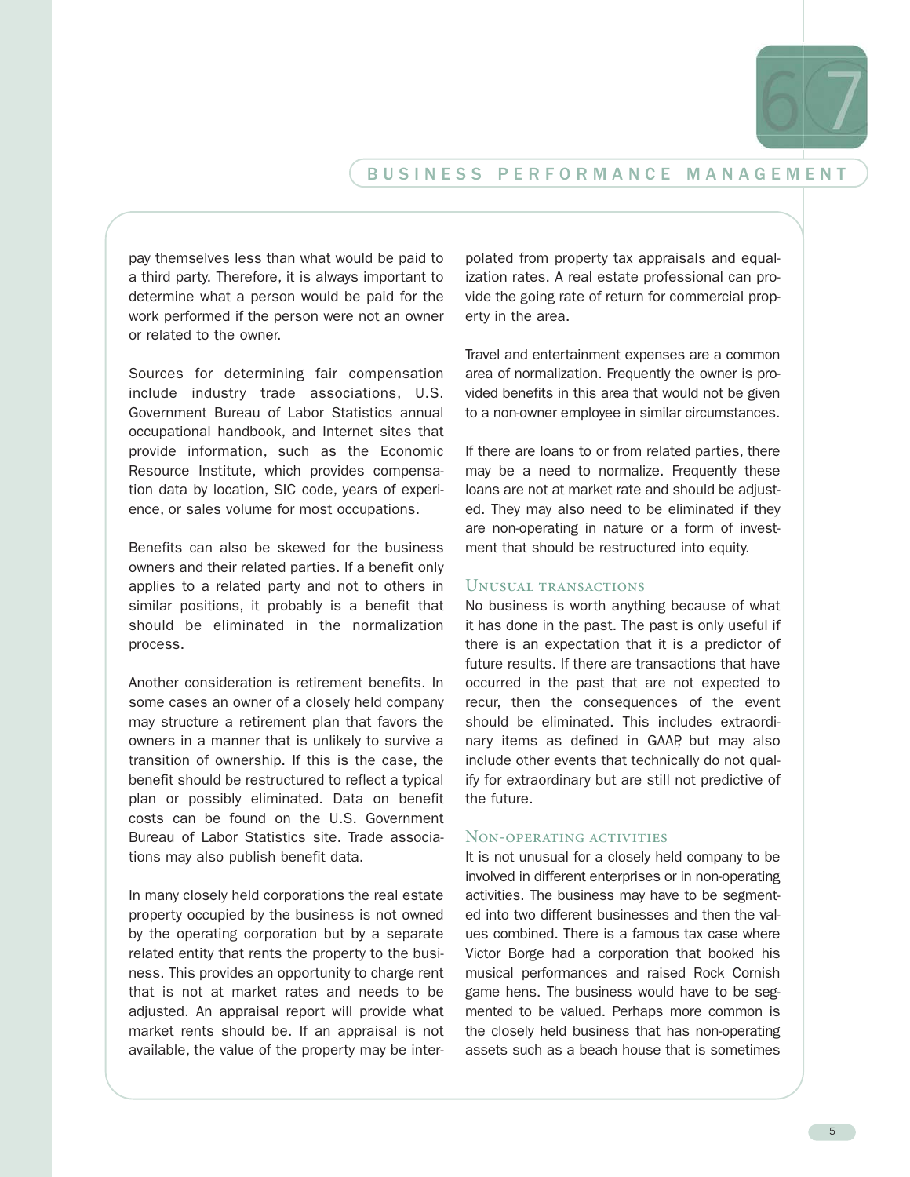pay themselves less than what would be paid to a third party. Therefore, it is always important to determine what a person would be paid for the work performed if the person were not an owner or related to the owner.

Sources for determining fair compensation include industry trade associations, U.S. Government Bureau of Labor Statistics annual occupational handbook, and Internet sites that provide information, such as the Economic Resource Institute, which provides compensation data by location, SIC code, years of experience, or sales volume for most occupations.

Benefits can also be skewed for the business owners and their related parties. If a benefit only applies to a related party and not to others in similar positions, it probably is a benefit that should be eliminated in the normalization process.

Another consideration is retirement benefits. In some cases an owner of a closely held company may structure a retirement plan that favors the owners in a manner that is unlikely to survive a transition of ownership. If this is the case, the benefit should be restructured to reflect a typical plan or possibly eliminated. Data on benefit costs can be found on the U.S. Government Bureau of Labor Statistics site. Trade associations may also publish benefit data.

In many closely held corporations the real estate property occupied by the business is not owned by the operating corporation but by a separate related entity that rents the property to the business. This provides an opportunity to charge rent that is not at market rates and needs to be adjusted. An appraisal report will provide what market rents should be. If an appraisal is not available, the value of the property may be interpolated from property tax appraisals and equalization rates. A real estate professional can provide the going rate of return for commercial property in the area.

Travel and entertainment expenses are a common area of normalization. Frequently the owner is provided benefits in this area that would not be given to a non-owner employee in similar circumstances.

If there are loans to or from related parties, there may be a need to normalize. Frequently these loans are not at market rate and should be adjusted. They may also need to be eliminated if they are non-operating in nature or a form of investment that should be restructured into equity.

### Unusual transactions

No business is worth anything because of what it has done in the past. The past is only useful if there is an expectation that it is a predictor of future results. If there are transactions that have occurred in the past that are not expected to recur, then the consequences of the event should be eliminated. This includes extraordinary items as defined in GAAP, but may also include other events that technically do not qualify for extraordinary but are still not predictive of the future.

### Non-operating activities

It is not unusual for a closely held company to be involved in different enterprises or in non-operating activities. The business may have to be segmented into two different businesses and then the values combined. There is a famous tax case where Victor Borge had a corporation that booked his musical performances and raised Rock Cornish game hens. The business would have to be segmented to be valued. Perhaps more common is the closely held business that has non-operating assets such as a beach house that is sometimes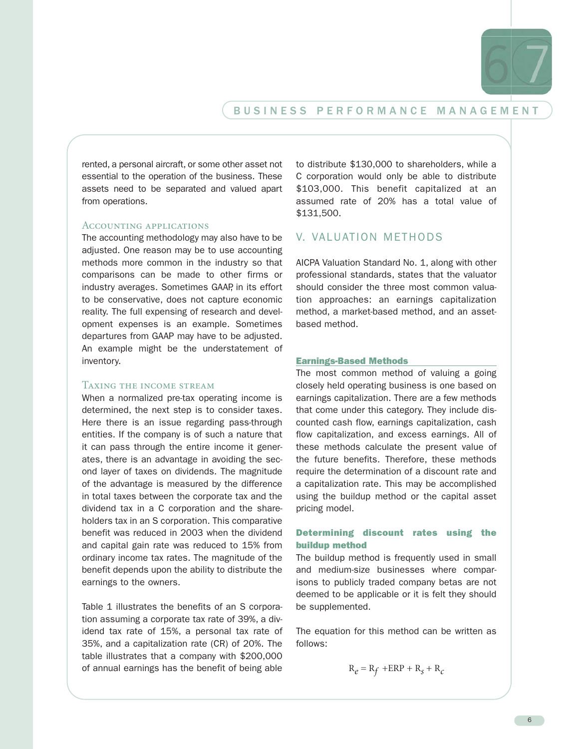rented, a personal aircraft, or some other asset not essential to the operation of the business. These assets need to be separated and valued apart from operations.

### Accounting applications

The accounting methodology may also have to be adjusted. One reason may be to use accounting methods more common in the industry so that comparisons can be made to other firms or industry averages. Sometimes GAAP, in its effort to be conservative, does not capture economic reality. The full expensing of research and development expenses is an example. Sometimes departures from GAAP may have to be adjusted. An example might be the understatement of inventory.

### Taxing the income stream

When a normalized pre-tax operating income is determined, the next step is to consider taxes. Here there is an issue regarding pass-through entities. If the company is of such a nature that it can pass through the entire income it generates, there is an advantage in avoiding the second layer of taxes on dividends. The magnitude of the advantage is measured by the difference in total taxes between the corporate tax and the dividend tax in a C corporation and the shareholders tax in an S corporation. This comparative benefit was reduced in 2003 when the dividend and capital gain rate was reduced to 15% from ordinary income tax rates. The magnitude of the benefit depends upon the ability to distribute the earnings to the owners.

Table 1 illustrates the benefits of an S corporation assuming a corporate tax rate of 39%, a dividend tax rate of 15%, a personal tax rate of 35%, and a capitalization rate (CR) of 20%. The table illustrates that a company with $200,000 of annual earnings has the benefit of being able to distribute $130,000 to shareholders, while a C corporation would only be able to distribute $103,000. This benefit capitalized at an assumed rate of 20% has a total value of $131,500.

## V. VALUATION METHODS

AICPA Valuation Standard No. 1, along with other professional standards, states that the valuator should consider the three most common valuation approaches: an earnings capitalization method, a market-based method, and an asset-based method.

### Earnings-Based Methods

The most common method of valuing a going closely held operating business is one based on earnings capitalization. There are a few methods that come under this category. They include discounted cash flow, earnings capitalization, cash flow capitalization, and excess earnings. All of these methods calculate the present value of the future benefits. Therefore, these methods require the determination of a discount rate and a capitalization rate. This may be accomplished using the buildup method or the capital asset pricing model.

#### Determining discount rates using the buildup method

The buildup method is frequently used in small and medium-size businesses where comparisons to publicly traded company betas are not deemed to be applicable or it is felt they should be supplemented.

The equation for this method can be written as follows:

$$R_e = R_f + ERP + R_s + R_c$$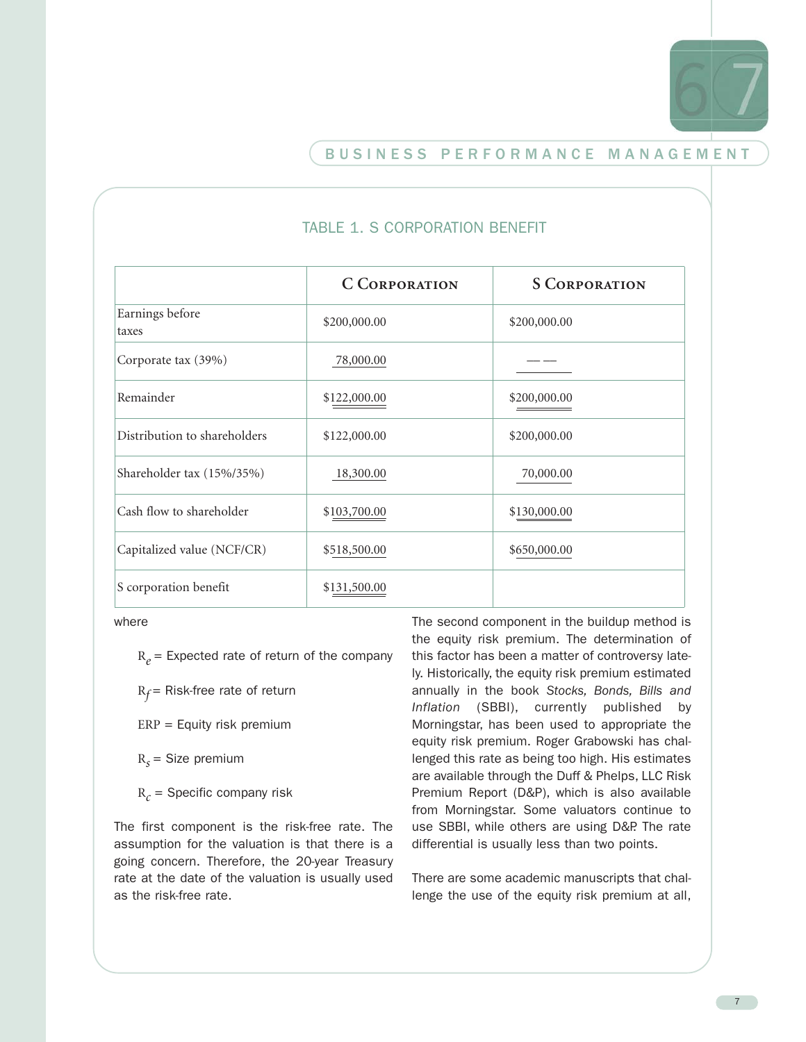TABLE 1. S CORPORATION BENEFIT

| | C Corporation | S Corporation |
|---|---|---|
| Earnings before taxes | $200,000.00 | $200,000.00 |
| Corporate tax (39%) | 78,000.00 | — — |
| Remainder | $122,000.00 | $200,000.00 |
| Distribution to shareholders | $122,000.00 | $200,000.00 |
| Shareholder tax (15%/35%) | 18,300.00 | 70,000.00 |
| Cash flow to shareholder | $103,700.00 | $130,000.00 |
| Capitalized value (NCF/CR) | $518,500.00 | $650,000.00 |
| S corporation benefit | $131,500.00 | |

where

$R_e$ = Expected rate of return of the company

$R_f$ = Risk-free rate of return

ERP = Equity risk premium

$R_s$ = Size premium

$R_c$ = Specific company risk

The first component is the risk-free rate. The assumption for the valuation is that there is a going concern. Therefore, the 20-year Treasury rate at the date of the valuation is usually used as the risk-free rate.

The second component in the buildup method is the equity risk premium. The determination of this factor has been a matter of controversy lately. Historically, the equity risk premium estimated annually in the book *Stocks, Bonds, Bills and Inflation* (SBBI), currently published by Morningstar, has been used to appropriate the equity risk premium. Roger Grabowski has challenged this rate as being too high. His estimates are available through the Duff & Phelps, LLC Risk Premium Report (D&P), which is also available from Morningstar. Some valuators continue to use SBBI, while others are using D&P. The rate differential is usually less than two points.

There are some academic manuscripts that challenge the use of the equity risk premium at all,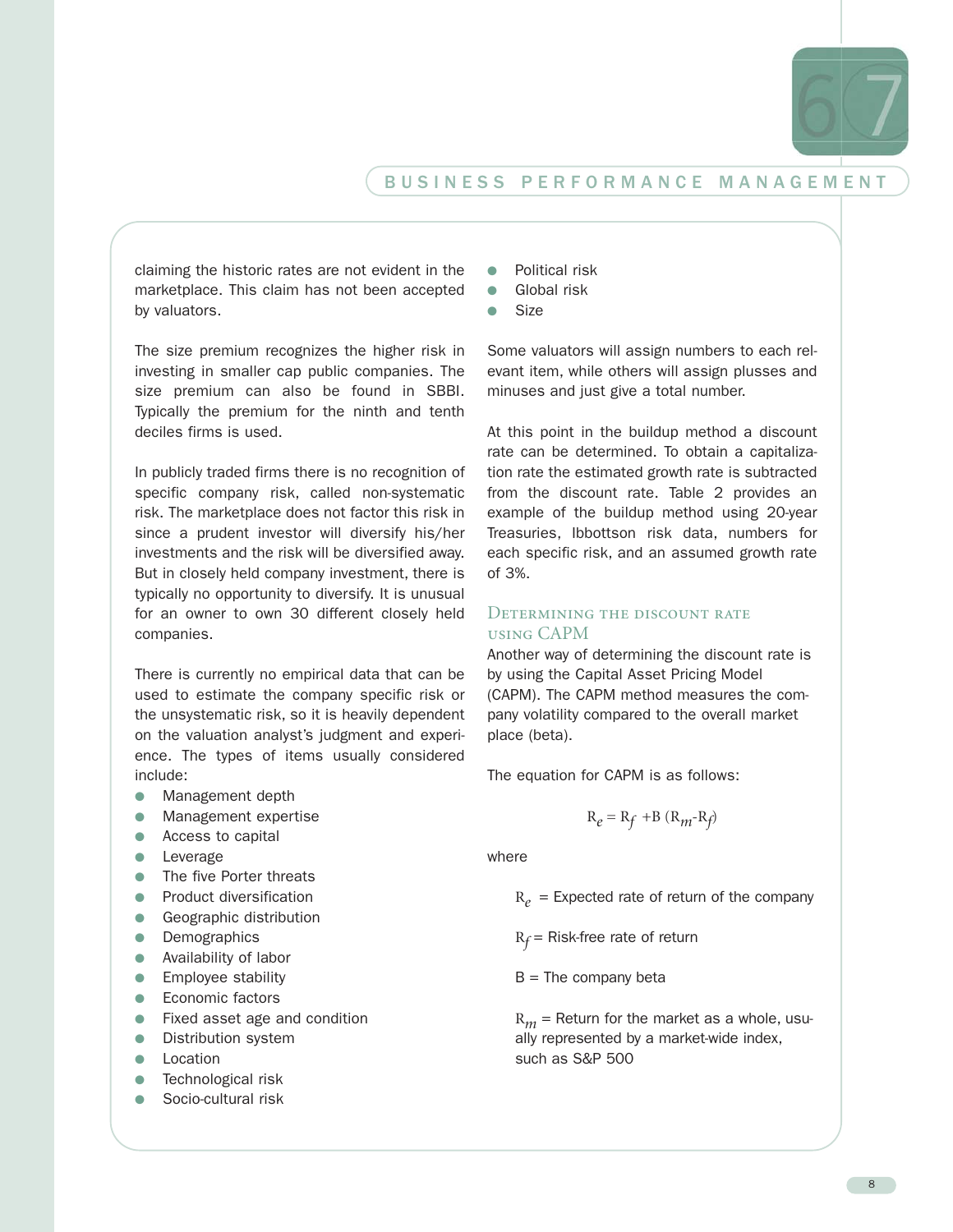claiming the historic rates are not evident in the marketplace. This claim has not been accepted by valuators.

The size premium recognizes the higher risk in investing in smaller cap public companies. The size premium can also be found in SBBI. Typically the premium for the ninth and tenth deciles firms is used.

In publicly traded firms there is no recognition of specific company risk, called non-systematic risk. The marketplace does not factor this risk in since a prudent investor will diversify his/her investments and the risk will be diversified away. But in closely held company investment, there is typically no opportunity to diversify. It is unusual for an owner to own 30 different closely held companies.

There is currently no empirical data that can be used to estimate the company specific risk or the unsystematic risk, so it is heavily dependent on the valuation analyst's judgment and experience. The types of items usually considered include:

- Management depth
- Management expertise
- Access to capital
- Leverage
- The five Porter threats
- Product diversification
- Geographic distribution
- Demographics
- Availability of labor
- Employee stability
- Economic factors
- Fixed asset age and condition
- Distribution system
- Location
- Technological risk
- Socio-cultural risk
- Political risk
- Global risk
- Size

Some valuators will assign numbers to each relevant item, while others will assign plusses and minuses and just give a total number.

At this point in the buildup method a discount rate can be determined. To obtain a capitalization rate the estimated growth rate is subtracted from the discount rate. Table 2 provides an example of the buildup method using 20-year Treasuries, Ibbottson risk data, numbers for each specific risk, and an assumed growth rate of 3%.

### Determining the discount rate using CAPM

Another way of determining the discount rate is by using the Capital Asset Pricing Model (CAPM). The CAPM method measures the company volatility compared to the overall market place (beta).

The equation for CAPM is as follows:

$$R_e = R_f + B\,(R_m - R_f)$$

where

$R_e$ = Expected rate of return of the company

$R_f$ = Risk-free rate of return

$B$ = The company beta

$R_m$ = Return for the market as a whole, usually represented by a market-wide index, such as S&P 500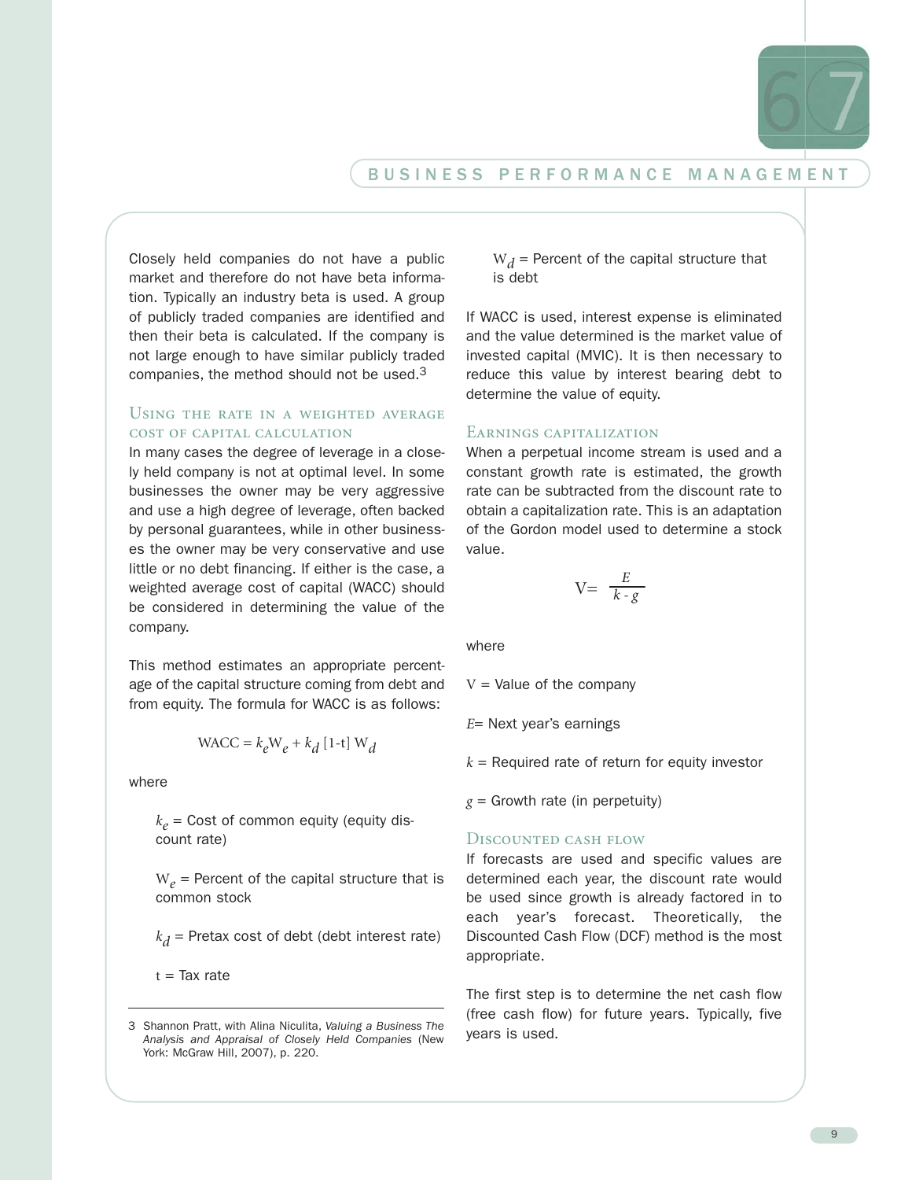Closely held companies do not have a public market and therefore do not have beta information. Typically an industry beta is used. A group of publicly traded companies are identified and then their beta is calculated. If the company is not large enough to have similar publicly traded companies, the method should not be used.[3]

### Using the rate in a weighted average cost of capital calculation

In many cases the degree of leverage in a closely held company is not at optimal level. In some businesses the owner may be very aggressive and use a high degree of leverage, often backed by personal guarantees, while in other businesses the owner may be very conservative and use little or no debt financing. If either is the case, a weighted average cost of capital (WACC) should be considered in determining the value of the company.

This method estimates an appropriate percentage of the capital structure coming from debt and from equity. The formula for WACC is as follows:

$$\text{WACC} = k_e \text{W}_e + k_d \,[1\text{-t}]\, \text{W}_d$$

where

$k_e$ = Cost of common equity (equity discount rate)

$\text{W}_e$ = Percent of the capital structure that is common stock

$k_d$ = Pretax cost of debt (debt interest rate)

t = Tax rate

$\text{W}_d$ = Percent of the capital structure that is debt

If WACC is used, interest expense is eliminated and the value determined is the market value of invested capital (MVIC). It is then necessary to reduce this value by interest bearing debt to determine the value of equity.

### Earnings capitalization

When a perpetual income stream is used and a constant growth rate is estimated, the growth rate can be subtracted from the discount rate to obtain a capitalization rate. This is an adaptation of the Gordon model used to determine a stock value.

$$\text{V} = \frac{E}{k - g}$$

where

V = Value of the company

$E$ = Next year's earnings

$k$ = Required rate of return for equity investor

$g$ = Growth rate (in perpetuity)

### Discounted cash flow

If forecasts are used and specific values are determined each year, the discount rate would be used since growth is already factored in to each year's forecast. Theoretically, the Discounted Cash Flow (DCF) method is the most appropriate.

The first step is to determine the net cash flow (free cash flow) for future years. Typically, five years is used.

---

3 Shannon Pratt, with Alina Niculita, *Valuing a Business The Analysis and Appraisal of Closely Held Companies* (New York: McGraw Hill, 2007), p. 220.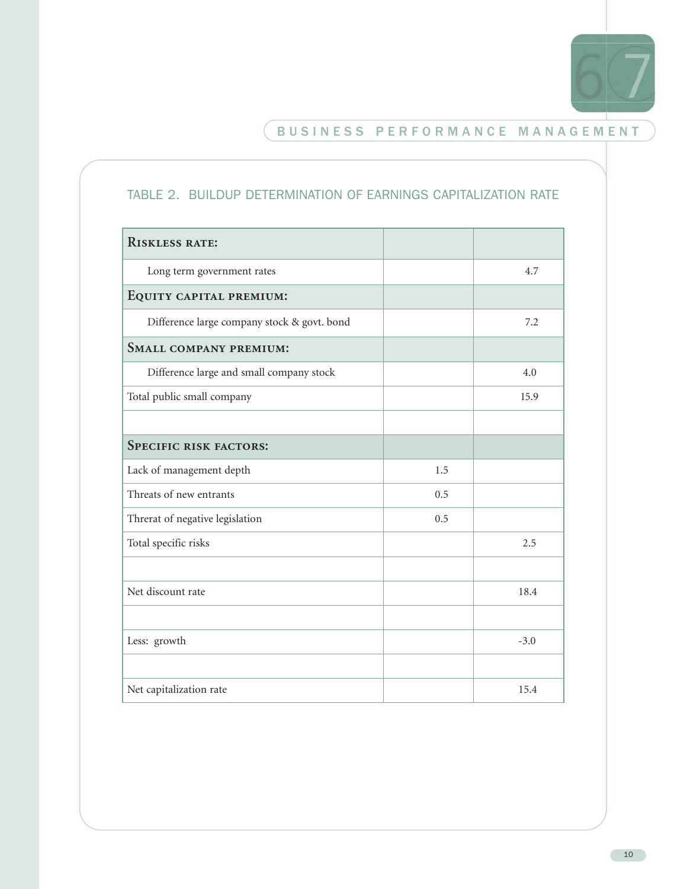TABLE 2. BUILDUP DETERMINATION OF EARNINGS CAPITALIZATION RATE

| Riskless rate: | | |
|---|---|---|
| Long term government rates | | 4.7 |
| **Equity capital premium:** | | |
| Difference large company stock & govt. bond | | 7.2 |
| **Small company premium:** | | |
| Difference large and small company stock | | 4.0 |
| Total public small company | | 15.9 |
| | | |
| **Specific risk factors:** | | |
| Lack of management depth | 1.5 | |
| Threats of new entrants | 0.5 | |
| Threrat of negative legislation | 0.5 | |
| Total specific risks | | 2.5 |
| | | |
| Net discount rate | | 18.4 |
| | | |
| Less: growth | | -3.0 |
| | | |
| Net capitalization rate | | 15.4 |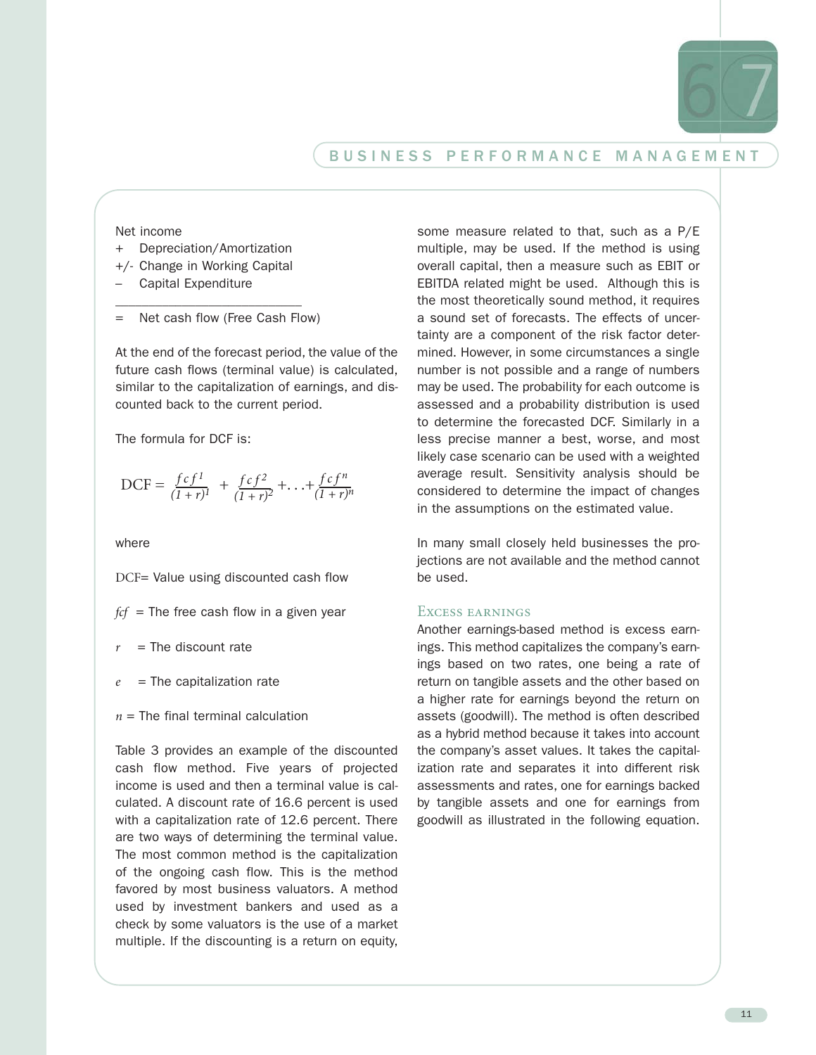Net income
+ Depreciation/Amortization
+/- Change in Working Capital
– Capital Expenditure

= Net cash flow (Free Cash Flow)

At the end of the forecast period, the value of the future cash flows (terminal value) is calculated, similar to the capitalization of earnings, and discounted back to the current period.

The formula for DCF is:

$$\text{DCF} = \frac{fcf^1}{(1+r)^1} + \frac{fcf^2}{(1+r)^2} + \ldots + \frac{fcf^n}{(1+r)^n}$$

where

DCF= Value using discounted cash flow

$fcf$ = The free cash flow in a given year

$r$ = The discount rate

$e$ = The capitalization rate

$n$ = The final terminal calculation

Table 3 provides an example of the discounted cash flow method. Five years of projected income is used and then a terminal value is calculated. A discount rate of 16.6 percent is used with a capitalization rate of 12.6 percent. There are two ways of determining the terminal value. The most common method is the capitalization of the ongoing cash flow. This is the method favored by most business valuators. A method used by investment bankers and used as a check by some valuators is the use of a market multiple. If the discounting is a return on equity, some measure related to that, such as a P/E multiple, may be used. If the method is using overall capital, then a measure such as EBIT or EBITDA related might be used. Although this is the most theoretically sound method, it requires a sound set of forecasts. The effects of uncertainty are a component of the risk factor determined. However, in some circumstances a single number is not possible and a range of numbers may be used. The probability for each outcome is assessed and a probability distribution is used to determine the forecasted DCF. Similarly in a less precise manner a best, worse, and most likely case scenario can be used with a weighted average result. Sensitivity analysis should be considered to determine the impact of changes in the assumptions on the estimated value.

In many small closely held businesses the projections are not available and the method cannot be used.

### Excess earnings

Another earnings-based method is excess earnings. This method capitalizes the company's earnings based on two rates, one being a rate of return on tangible assets and the other based on a higher rate for earnings beyond the return on assets (goodwill). The method is often described as a hybrid method because it takes into account the company's asset values. It takes the capitalization rate and separates it into different risk assessments and rates, one for earnings backed by tangible assets and one for earnings from goodwill as illustrated in the following equation.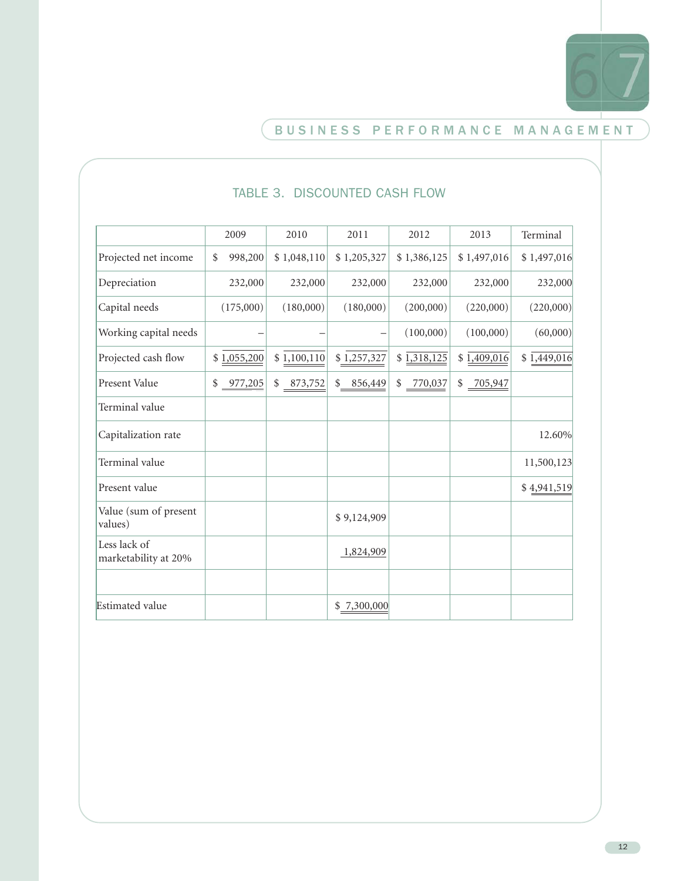## TABLE 3. DISCOUNTED CASH FLOW

| | 2009 | 2010 | 2011 | 2012 | 2013 | Terminal |
|---|---|---|---|---|---|---|
| Projected net income | $ 998,200 | $ 1,048,110 | $ 1,205,327 | $ 1,386,125 | $ 1,497,016 | $ 1,497,016 |
| Depreciation | 232,000 | 232,000 | 232,000 | 232,000 | 232,000 | 232,000 |
| Capital needs | (175,000) | (180,000) | (180,000) | (200,000) | (220,000) | (220,000) |
| Working capital needs | – | – | – | (100,000) | (100,000) | (60,000) |
| Projected cash flow | $ 1,055,200 | $ 1,100,110 | $ 1,257,327 | $ 1,318,125 | $ 1,409,016 | $ 1,449,016 |
| Present Value | $ 977,205 | $ 873,752 | $ 856,449 | $ 770,037 | $ 705,947 | |
| Terminal value | | | | | | |
| Capitalization rate | | | | | | 12.60% |
| Terminal value | | | | | | 11,500,123 |
| Present value | | | | | | $ 4,941,519 |
| Value (sum of present values) | | | $ 9,124,909 | | | |
| Less lack of marketability at 20% | | | 1,824,909 | | | |
| | | | | | | |
| Estimated value | | | $ 7,300,000 | | | |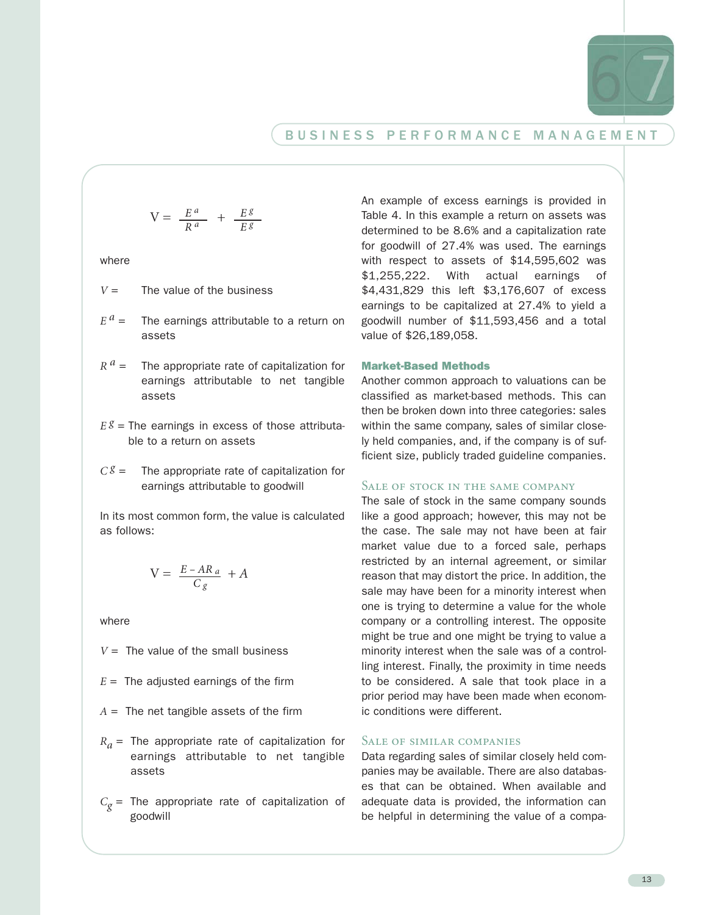$$V = \frac{E^a}{R^a} + \frac{E^g}{E^g}$$

where

$V =$ The value of the business

$E^a =$ The earnings attributable to a return on assets

$R^a =$ The appropriate rate of capitalization for earnings attributable to net tangible assets

$E^g =$ The earnings in excess of those attributable to a return on assets

$C^g =$ The appropriate rate of capitalization for earnings attributable to goodwill

In its most common form, the value is calculated as follows:

$$V = \frac{E - AR_a}{C_g} + A$$

where

$V =$ The value of the small business

$E =$ The adjusted earnings of the firm

$A =$ The net tangible assets of the firm

$R_a =$ The appropriate rate of capitalization for earnings attributable to net tangible assets

$C_g =$ The appropriate rate of capitalization of goodwill

An example of excess earnings is provided in Table 4. In this example a return on assets was determined to be 8.6% and a capitalization rate for goodwill of 27.4% was used. The earnings with respect to assets of $14,595,602 was $1,255,222. With actual earnings of $4,431,829 this left $3,176,607 of excess earnings to be capitalized at 27.4% to yield a goodwill number of $11,593,456 and a total value of $26,189,058.

### Market-Based Methods

Another common approach to valuations can be classified as market-based methods. This can then be broken down into three categories: sales within the same company, sales of similar closely held companies, and, if the company is of sufficient size, publicly traded guideline companies.

#### Sale of stock in the same company

The sale of stock in the same company sounds like a good approach; however, this may not be the case. The sale may not have been at fair market value due to a forced sale, perhaps restricted by an internal agreement, or similar reason that may distort the price. In addition, the sale may have been for a minority interest when one is trying to determine a value for the whole company or a controlling interest. The opposite might be true and one might be trying to value a minority interest when the sale was of a controlling interest. Finally, the proximity in time needs to be considered. A sale that took place in a prior period may have been made when economic conditions were different.

#### Sale of similar companies

Data regarding sales of similar closely held companies may be available. There are also databases that can be obtained. When available and adequate data is provided, the information can be helpful in determining the value of a compa-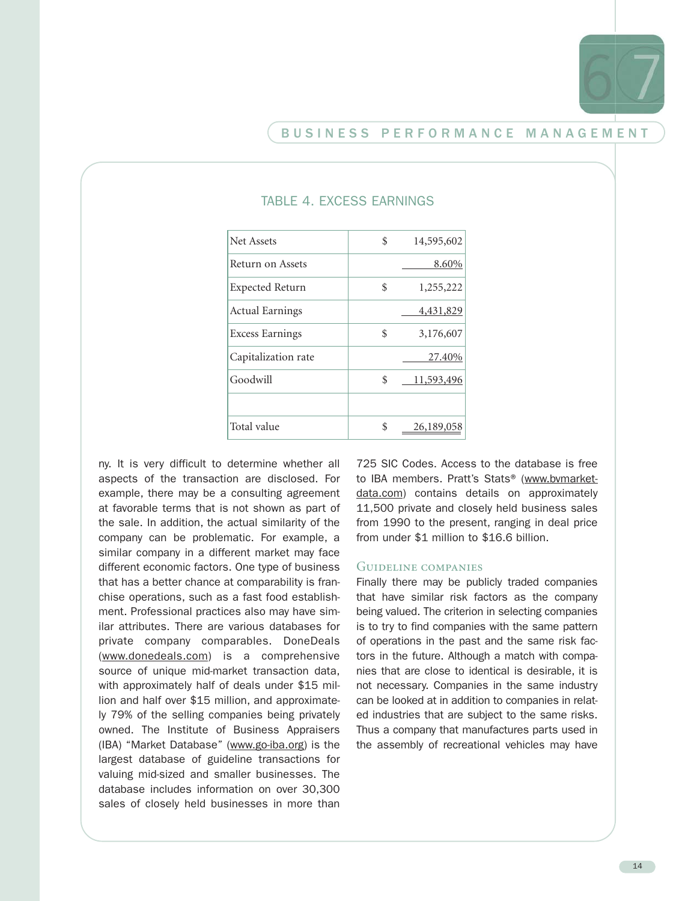### TABLE 4. EXCESS EARNINGS

| | | |
|---|---|---|
| Net Assets | $ | 14,595,602 |
| Return on Assets | | 8.60% |
| Expected Return | $ | 1,255,222 |
| Actual Earnings | | 4,431,829 |
| Excess Earnings | $ | 3,176,607 |
| Capitalization rate | | 27.40% |
| Goodwill | $ | 11,593,496 |
| | | |
| Total value | $ | 26,189,058 |

ny. It is very difficult to determine whether all aspects of the transaction are disclosed. For example, there may be a consulting agreement at favorable terms that is not shown as part of the sale. In addition, the actual similarity of the company can be problematic. For example, a similar company in a different market may face different economic factors. One type of business that has a better chance at comparability is franchise operations, such as a fast food establishment. Professional practices also may have similar attributes. There are various databases for private company comparables. DoneDeals (www.donedeals.com) is a comprehensive source of unique mid-market transaction data, with approximately half of deals under $15 million and half over $15 million, and approximately 79% of the selling companies being privately owned. The Institute of Business Appraisers (IBA) "Market Database" (www.go-iba.org) is the largest database of guideline transactions for valuing mid-sized and smaller businesses. The database includes information on over 30,300 sales of closely held businesses in more than 725 SIC Codes. Access to the database is free to IBA members. Pratt's Stats® (www.bvmarketdata.com) contains details on approximately 11,500 private and closely held business sales from 1990 to the present, ranging in deal price from under $1 million to $16.6 billion.

#### GUIDELINE COMPANIES

Finally there may be publicly traded companies that have similar risk factors as the company being valued. The criterion in selecting companies is to try to find companies with the same pattern of operations in the past and the same risk factors in the future. Although a match with companies that are close to identical is desirable, it is not necessary. Companies in the same industry can be looked at in addition to companies in related industries that are subject to the same risks. Thus a company that manufactures parts used in the assembly of recreational vehicles may have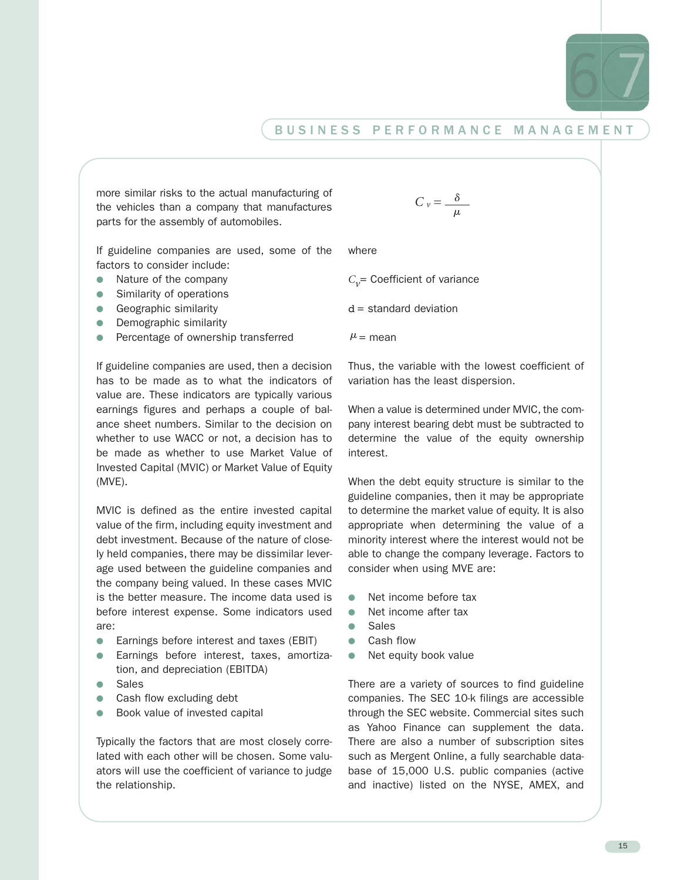more similar risks to the actual manufacturing of the vehicles than a company that manufactures parts for the assembly of automobiles.

If guideline companies are used, some of the factors to consider include:

- Nature of the company
- Similarity of operations
- Geographic similarity
- Demographic similarity
- Percentage of ownership transferred

If guideline companies are used, then a decision has to be made as to what the indicators of value are. These indicators are typically various earnings figures and perhaps a couple of balance sheet numbers. Similar to the decision on whether to use WACC or not, a decision has to be made as whether to use Market Value of Invested Capital (MVIC) or Market Value of Equity (MVE).

MVIC is defined as the entire invested capital value of the firm, including equity investment and debt investment. Because of the nature of closely held companies, there may be dissimilar leverage used between the guideline companies and the company being valued. In these cases MVIC is the better measure. The income data used is before interest expense. Some indicators used are:

- Earnings before interest and taxes (EBIT)
- Earnings before interest, taxes, amortization, and depreciation (EBITDA)
- Sales
- Cash flow excluding debt
- Book value of invested capital

Typically the factors that are most closely correlated with each other will be chosen. Some valuators will use the coefficient of variance to judge the relationship.

$$C_v = \frac{\delta}{\mu}$$

where

$C_v$= Coefficient of variance

d = standard deviation

$\mu$ = mean

Thus, the variable with the lowest coefficient of variation has the least dispersion.

When a value is determined under MVIC, the company interest bearing debt must be subtracted to determine the value of the equity ownership interest.

When the debt equity structure is similar to the guideline companies, then it may be appropriate to determine the market value of equity. It is also appropriate when determining the value of a minority interest where the interest would not be able to change the company leverage. Factors to consider when using MVE are:

- Net income before tax
- Net income after tax
- Sales
- Cash flow
- Net equity book value

There are a variety of sources to find guideline companies. The SEC 10-k filings are accessible through the SEC website. Commercial sites such as Yahoo Finance can supplement the data. There are also a number of subscription sites such as Mergent Online, a fully searchable database of 15,000 U.S. public companies (active and inactive) listed on the NYSE, AMEX, and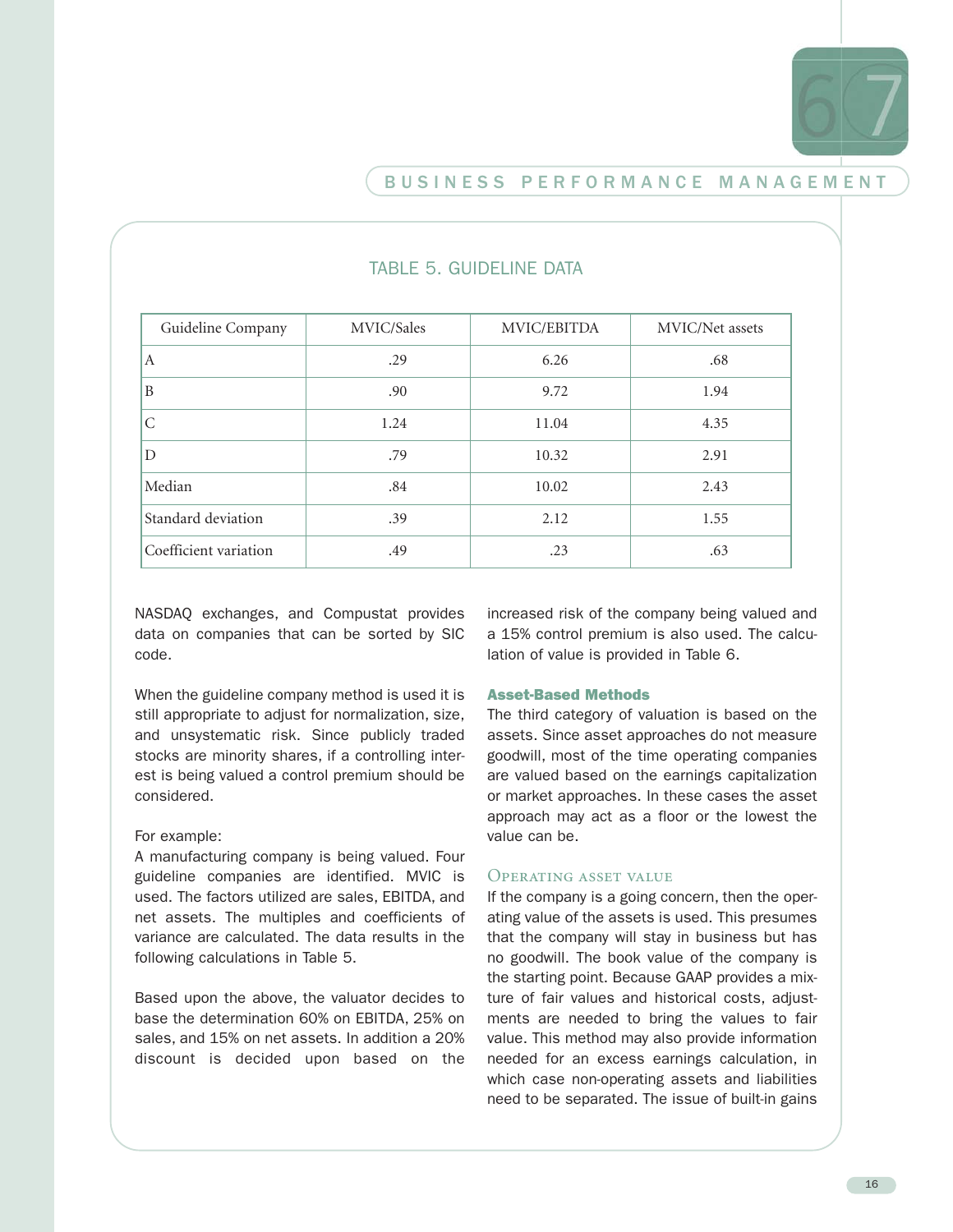TABLE 5. GUIDELINE DATA

| Guideline Company | MVIC/Sales | MVIC/EBITDA | MVIC/Net assets |
|---|---|---|---|
| A | .29 | 6.26 | .68 |
| B | .90 | 9.72 | 1.94 |
| C | 1.24 | 11.04 | 4.35 |
| D | .79 | 10.32 | 2.91 |
| Median | .84 | 10.02 | 2.43 |
| Standard deviation | .39 | 2.12 | 1.55 |
| Coefficient variation | .49 | .23 | .63 |

NASDAQ exchanges, and Compustat provides data on companies that can be sorted by SIC code.

When the guideline company method is used it is still appropriate to adjust for normalization, size, and unsystematic risk. Since publicly traded stocks are minority shares, if a controlling interest is being valued a control premium should be considered.

For example:
A manufacturing company is being valued. Four guideline companies are identified. MVIC is used. The factors utilized are sales, EBITDA, and net assets. The multiples and coefficients of variance are calculated. The data results in the following calculations in Table 5.

Based upon the above, the valuator decides to base the determination 60% on EBITDA, 25% on sales, and 15% on net assets. In addition a 20% discount is decided upon based on the increased risk of the company being valued and a 15% control premium is also used. The calculation of value is provided in Table 6.

### Asset-Based Methods

The third category of valuation is based on the assets. Since asset approaches do not measure goodwill, most of the time operating companies are valued based on the earnings capitalization or market approaches. In these cases the asset approach may act as a floor or the lowest the value can be.

#### Operating Asset Value

If the company is a going concern, then the operating value of the assets is used. This presumes that the company will stay in business but has no goodwill. The book value of the company is the starting point. Because GAAP provides a mixture of fair values and historical costs, adjustments are needed to bring the values to fair value. This method may also provide information needed for an excess earnings calculation, in which case non-operating assets and liabilities need to be separated. The issue of built-in gains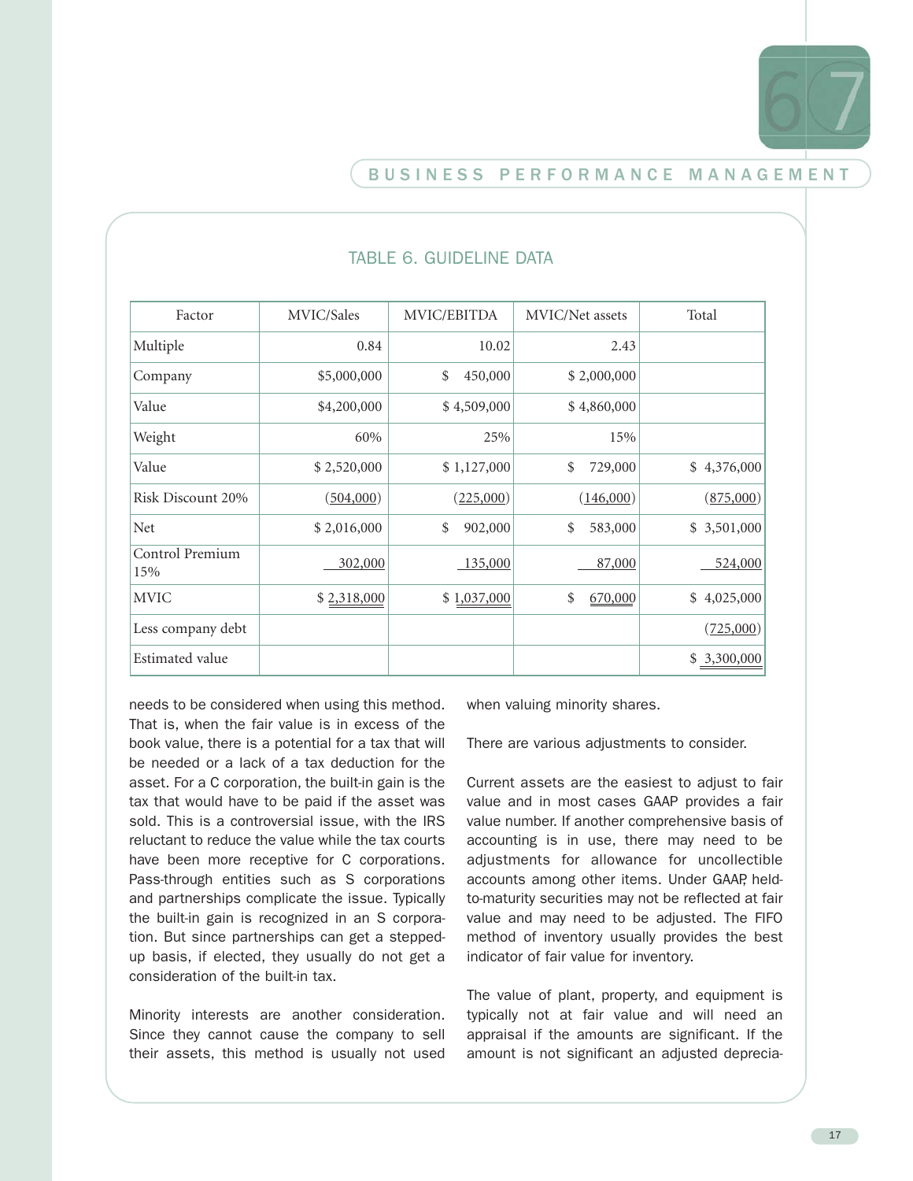### TABLE 6. GUIDELINE DATA

| Factor | MVIC/Sales | MVIC/EBITDA | MVIC/Net assets | Total |
|---|---|---|---|---|
| Multiple | 0.84 | 10.02 | 2.43 | |
| Company | $5,000,000 | $ 450,000 | $ 2,000,000 | |
| Value | $4,200,000 | $ 4,509,000 | $ 4,860,000 | |
| Weight | 60% | 25% | 15% | |
| Value | $ 2,520,000 | $ 1,127,000 | $ 729,000 | $ 4,376,000 |
| Risk Discount 20% | (504,000) | (225,000) | (146,000) | (875,000) |
| Net | $ 2,016,000 | $ 902,000 | $ 583,000 | $ 3,501,000 |
| Control Premium 15% | 302,000 | 135,000 | 87,000 | 524,000 |
| MVIC | $ 2,318,000 | $ 1,037,000 | $ 670,000 | $ 4,025,000 |
| Less company debt | | | | (725,000) |
| Estimated value | | | | $ 3,300,000 |

needs to be considered when using this method. That is, when the fair value is in excess of the book value, there is a potential for a tax that will be needed or a lack of a tax deduction for the asset. For a C corporation, the built-in gain is the tax that would have to be paid if the asset was sold. This is a controversial issue, with the IRS reluctant to reduce the value while the tax courts have been more receptive for C corporations. Pass-through entities such as S corporations and partnerships complicate the issue. Typically the built-in gain is recognized in an S corporation. But since partnerships can get a stepped-up basis, if elected, they usually do not get a consideration of the built-in tax.

Minority interests are another consideration. Since they cannot cause the company to sell their assets, this method is usually not used when valuing minority shares.

There are various adjustments to consider.

Current assets are the easiest to adjust to fair value and in most cases GAAP provides a fair value number. If another comprehensive basis of accounting is in use, there may need to be adjustments for allowance for uncollectible accounts among other items. Under GAAP, held-to-maturity securities may not be reflected at fair value and may need to be adjusted. The FIFO method of inventory usually provides the best indicator of fair value for inventory.

The value of plant, property, and equipment is typically not at fair value and will need an appraisal if the amounts are significant. If the amount is not significant an adjusted deprecia-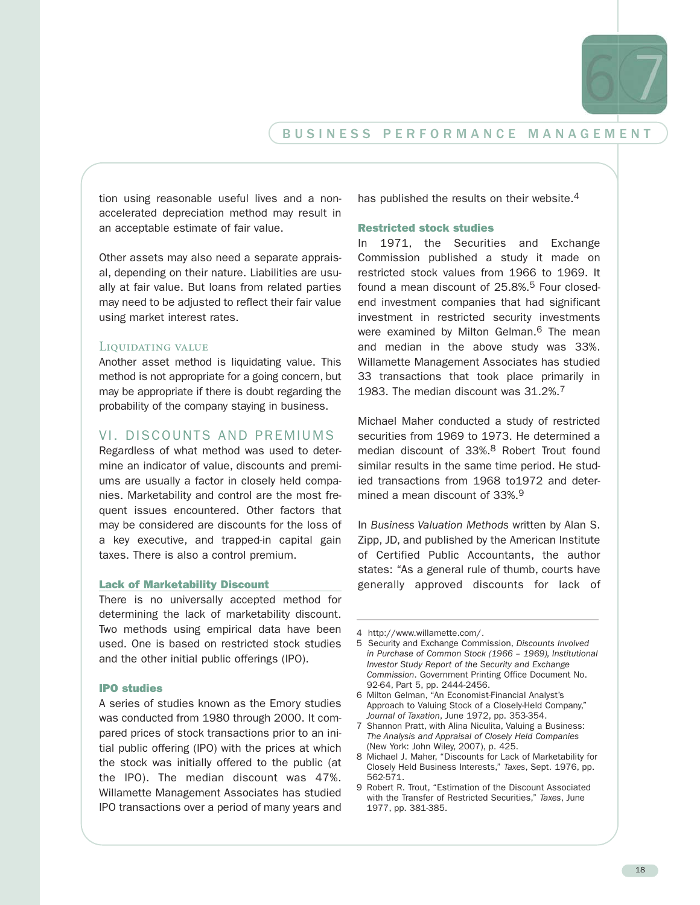tion using reasonable useful lives and a non-accelerated depreciation method may result in an acceptable estimate of fair value.

Other assets may also need a separate appraisal, depending on their nature. Liabilities are usually at fair value. But loans from related parties may need to be adjusted to reflect their fair value using market interest rates.

### Liquidating value

Another asset method is liquidating value. This method is not appropriate for a going concern, but may be appropriate if there is doubt regarding the probability of the company staying in business.

## VI. DISCOUNTS AND PREMIUMS

Regardless of what method was used to determine an indicator of value, discounts and premiums are usually a factor in closely held companies. Marketability and control are the most frequent issues encountered. Other factors that may be considered are discounts for the loss of a key executive, and trapped-in capital gain taxes. There is also a control premium.

### Lack of Marketability Discount

There is no universally accepted method for determining the lack of marketability discount. Two methods using empirical data have been used. One is based on restricted stock studies and the other initial public offerings (IPO).

#### IPO studies

A series of studies known as the Emory studies was conducted from 1980 through 2000. It compared prices of stock transactions prior to an initial public offering (IPO) with the prices at which the stock was initially offered to the public (at the IPO). The median discount was 47%. Willamette Management Associates has studied IPO transactions over a period of many years and has published the results on their website.[4]

#### Restricted stock studies

In 1971, the Securities and Exchange Commission published a study it made on restricted stock values from 1966 to 1969. It found a mean discount of 25.8%.[5] Four closed-end investment companies that had significant investment in restricted security investments were examined by Milton Gelman.[6] The mean and median in the above study was 33%. Willamette Management Associates has studied 33 transactions that took place primarily in 1983. The median discount was 31.2%.[7]

Michael Maher conducted a study of restricted securities from 1969 to 1973. He determined a median discount of 33%.[8] Robert Trout found similar results in the same time period. He studied transactions from 1968 to1972 and determined a mean discount of 33%.[9]

In *Business Valuation Methods* written by Alan S. Zipp, JD, and published by the American Institute of Certified Public Accountants, the author states: "As a general rule of thumb, courts have generally approved discounts for lack of

---

4 http://www.willamette.com/.

5 Security and Exchange Commission, *Discounts Involved in Purchase of Common Stock (1966 – 1969), Institutional Investor Study Report of the Security and Exchange Commission*. Government Printing Office Document No. 92-64, Part 5, pp. 2444-2456.

6 Milton Gelman, "An Economist-Financial Analyst's Approach to Valuing Stock of a Closely-Held Company," *Journal of Taxation*, June 1972, pp. 353-354.

7 Shannon Pratt, with Alina Niculita, Valuing a Business: *The Analysis and Appraisal of Closely Held Companies* (New York: John Wiley, 2007), p. 425.

8 Michael J. Maher, "Discounts for Lack of Marketability for Closely Held Business Interests," *Taxes*, Sept. 1976, pp. 562-571.

9 Robert R. Trout, "Estimation of the Discount Associated with the Transfer of Restricted Securities," *Taxes*, June 1977, pp. 381-385.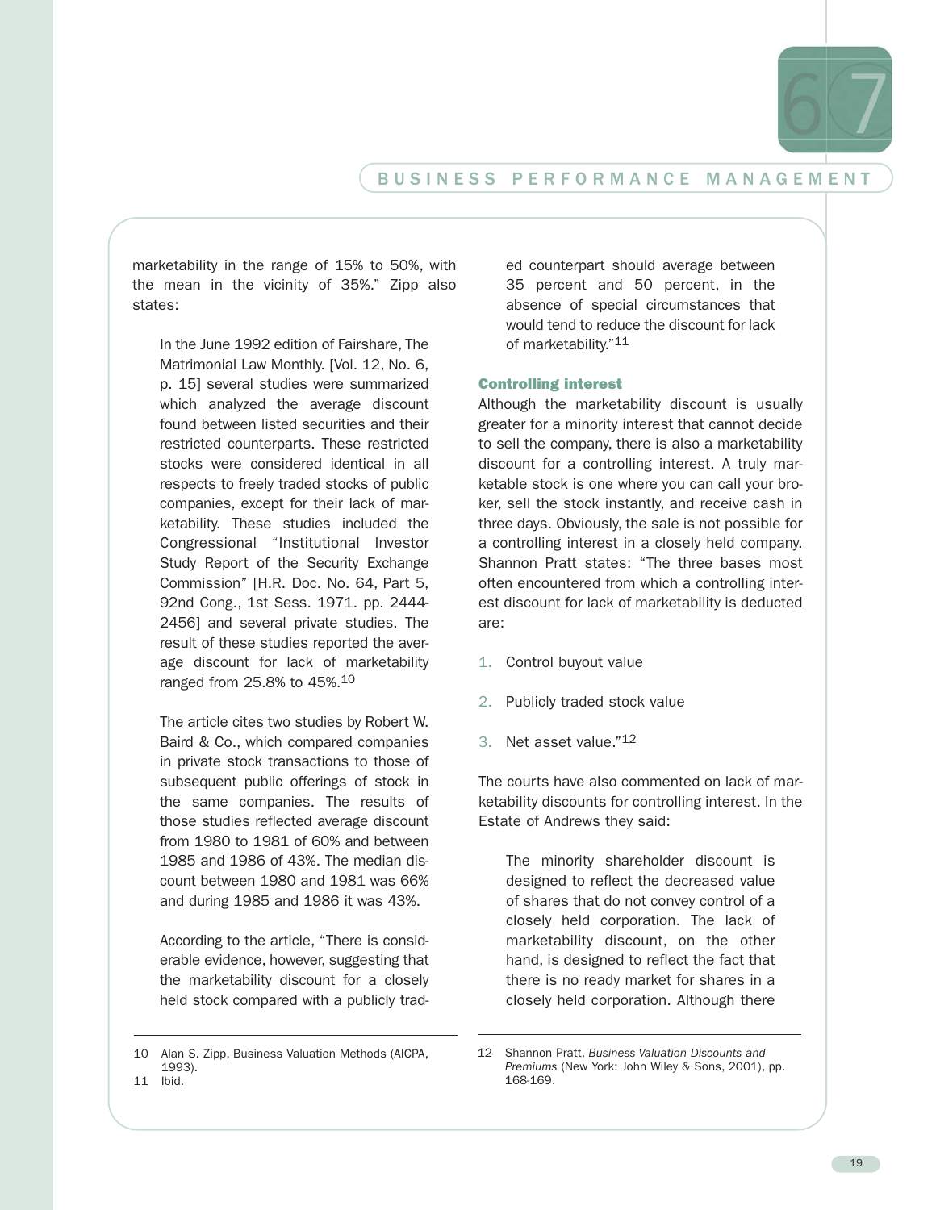marketability in the range of 15% to 50%, with the mean in the vicinity of 35%." Zipp also states:

> In the June 1992 edition of Fairshare, The Matrimonial Law Monthly. [Vol. 12, No. 6, p. 15] several studies were summarized which analyzed the average discount found between listed securities and their restricted counterparts. These restricted stocks were considered identical in all respects to freely traded stocks of public companies, except for their lack of marketability. These studies included the Congressional "Institutional Investor Study Report of the Security Exchange Commission" [H.R. Doc. No. 64, Part 5, 92nd Cong., 1st Sess. 1971. pp. 2444-2456] and several private studies. The result of these studies reported the average discount for lack of marketability ranged from 25.8% to 45%.[10]
>
> The article cites two studies by Robert W. Baird & Co., which compared companies in private stock transactions to those of subsequent public offerings of stock in the same companies. The results of those studies reflected average discount from 1980 to 1981 of 60% and between 1985 and 1986 of 43%. The median discount between 1980 and 1981 was 66% and during 1985 and 1986 it was 43%.
>
> According to the article, "There is considerable evidence, however, suggesting that the marketability discount for a closely held stock compared with a publicly traded counterpart should average between 35 percent and 50 percent, in the absence of special circumstances that would tend to reduce the discount for lack of marketability."[11]

### Controlling interest

Although the marketability discount is usually greater for a minority interest that cannot decide to sell the company, there is also a marketability discount for a controlling interest. A truly marketable stock is one where you can call your broker, sell the stock instantly, and receive cash in three days. Obviously, the sale is not possible for a controlling interest in a closely held company. Shannon Pratt states: "The three bases most often encountered from which a controlling interest discount for lack of marketability is deducted are:

1. Control buyout value
2. Publicly traded stock value
3. Net asset value."[12]

The courts have also commented on lack of marketability discounts for controlling interest. In the Estate of Andrews they said:

> The minority shareholder discount is designed to reflect the decreased value of shares that do not convey control of a closely held corporation. The lack of marketability discount, on the other hand, is designed to reflect the fact that there is no ready market for shares in a closely held corporation. Although there

---

10 Alan S. Zipp, Business Valuation Methods (AICPA, 1993).

11 Ibid.

12 Shannon Pratt, *Business Valuation Discounts and Premiums* (New York: John Wiley & Sons, 2001), pp. 168-169.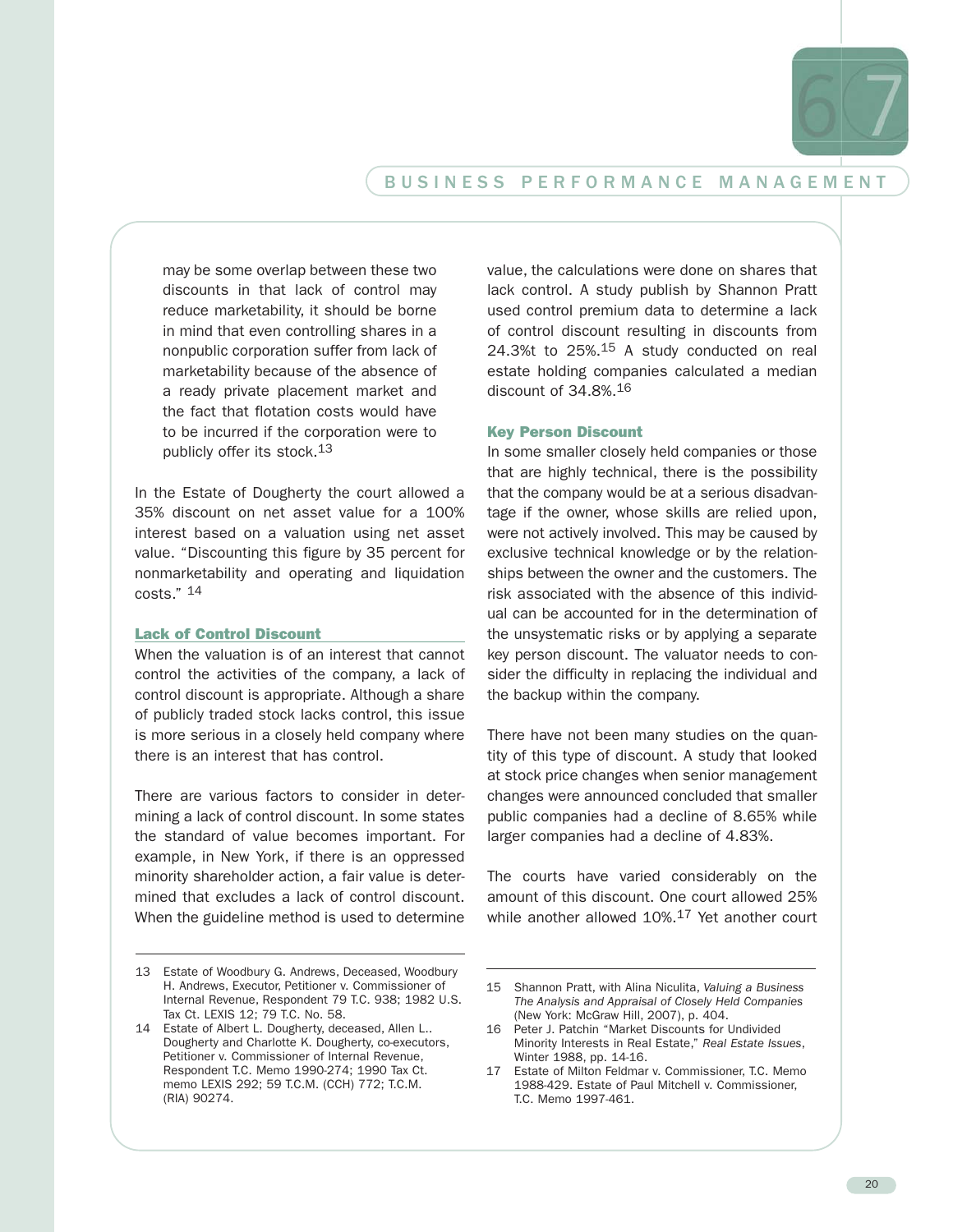may be some overlap between these two discounts in that lack of control may reduce marketability, it should be borne in mind that even controlling shares in a nonpublic corporation suffer from lack of marketability because of the absence of a ready private placement market and the fact that flotation costs would have to be incurred if the corporation were to publicly offer its stock.[13]

In the Estate of Dougherty the court allowed a 35% discount on net asset value for a 100% interest based on a valuation using net asset value. "Discounting this figure by 35 percent for nonmarketability and operating and liquidation costs." [14]

### Lack of Control Discount

When the valuation is of an interest that cannot control the activities of the company, a lack of control discount is appropriate. Although a share of publicly traded stock lacks control, this issue is more serious in a closely held company where there is an interest that has control.

There are various factors to consider in determining a lack of control discount. In some states the standard of value becomes important. For example, in New York, if there is an oppressed minority shareholder action, a fair value is determined that excludes a lack of control discount. When the guideline method is used to determine value, the calculations were done on shares that lack control. A study publish by Shannon Pratt used control premium data to determine a lack of control discount resulting in discounts from 24.3%t to 25%.[15] A study conducted on real estate holding companies calculated a median discount of 34.8%.[16]

### Key Person Discount

In some smaller closely held companies or those that are highly technical, there is the possibility that the company would be at a serious disadvantage if the owner, whose skills are relied upon, were not actively involved. This may be caused by exclusive technical knowledge or by the relationships between the owner and the customers. The risk associated with the absence of this individual can be accounted for in the determination of the unsystematic risks or by applying a separate key person discount. The valuator needs to consider the difficulty in replacing the individual and the backup within the company.

There have not been many studies on the quantity of this type of discount. A study that looked at stock price changes when senior management changes were announced concluded that smaller public companies had a decline of 8.65% while larger companies had a decline of 4.83%.

The courts have varied considerably on the amount of this discount. One court allowed 25% while another allowed 10%.[17] Yet another court

---

13 Estate of Woodbury G. Andrews, Deceased, Woodbury H. Andrews, Executor, Petitioner v. Commissioner of Internal Revenue, Respondent 79 T.C. 938; 1982 U.S. Tax Ct. LEXIS 12; 79 T.C. No. 58.

14 Estate of Albert L. Dougherty, deceased, Allen L.. Dougherty and Charlotte K. Dougherty, co-executors, Petitioner v. Commissioner of Internal Revenue, Respondent T.C. Memo 1990-274; 1990 Tax Ct. memo LEXIS 292; 59 T.C.M. (CCH) 772; T.C.M. (RIA) 90274.

15 Shannon Pratt, with Alina Niculita, *Valuing a Business The Analysis and Appraisal of Closely Held Companies* (New York: McGraw Hill, 2007), p. 404.

16 Peter J. Patchin "Market Discounts for Undivided Minority Interests in Real Estate," *Real Estate Issues*, Winter 1988, pp. 14-16.

17 Estate of Milton Feldmar v. Commissioner, T.C. Memo 1988-429. Estate of Paul Mitchell v. Commissioner, T.C. Memo 1997-461.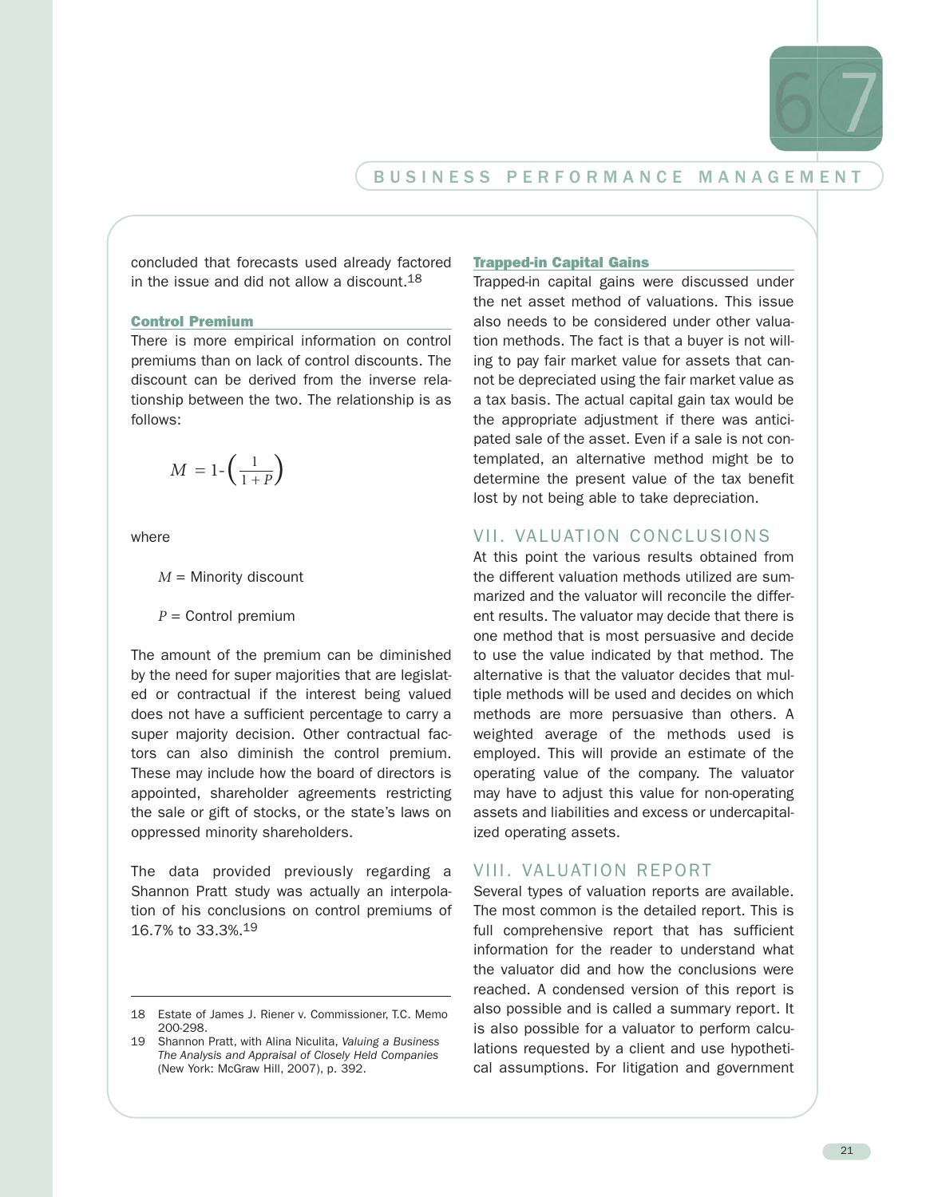concluded that forecasts used already factored in the issue and did not allow a discount.[18]

### Control Premium

There is more empirical information on control premiums than on lack of control discounts. The discount can be derived from the inverse relationship between the two. The relationship is as follows:

$$M = 1 - \left( \frac{1}{1+P} \right)$$

where

$M$ = Minority discount

$P$ = Control premium

The amount of the premium can be diminished by the need for super majorities that are legislated or contractual if the interest being valued does not have a sufficient percentage to carry a super majority decision. Other contractual factors can also diminish the control premium. These may include how the board of directors is appointed, shareholder agreements restricting the sale or gift of stocks, or the state's laws on oppressed minority shareholders.

The data provided previously regarding a Shannon Pratt study was actually an interpolation of his conclusions on control premiums of 16.7% to 33.3%.[19]

18 Estate of James J. Riener v. Commissioner, T.C. Memo 200-298.

19 Shannon Pratt, with Alina Niculita, *Valuing a Business The Analysis and Appraisal of Closely Held Companies* (New York: McGraw Hill, 2007), p. 392.

### Trapped-in Capital Gains

Trapped-in capital gains were discussed under the net asset method of valuations. This issue also needs to be considered under other valuation methods. The fact is that a buyer is not willing to pay fair market value for assets that cannot be depreciated using the fair market value as a tax basis. The actual capital gain tax would be the appropriate adjustment if there was anticipated sale of the asset. Even if a sale is not contemplated, an alternative method might be to determine the present value of the tax benefit lost by not being able to take depreciation.

## VII. VALUATION CONCLUSIONS

At this point the various results obtained from the different valuation methods utilized are summarized and the valuator will reconcile the different results. The valuator may decide that there is one method that is most persuasive and decide to use the value indicated by that method. The alternative is that the valuator decides that multiple methods will be used and decides on which methods are more persuasive than others. A weighted average of the methods used is employed. This will provide an estimate of the operating value of the company. The valuator may have to adjust this value for non-operating assets and liabilities and excess or undercapitalized operating assets.

## VIII. VALUATION REPORT

Several types of valuation reports are available. The most common is the detailed report. This is full comprehensive report that has sufficient information for the reader to understand what the valuator did and how the conclusions were reached. A condensed version of this report is also possible and is called a summary report. It is also possible for a valuator to perform calculations requested by a client and use hypothetical assumptions. For litigation and government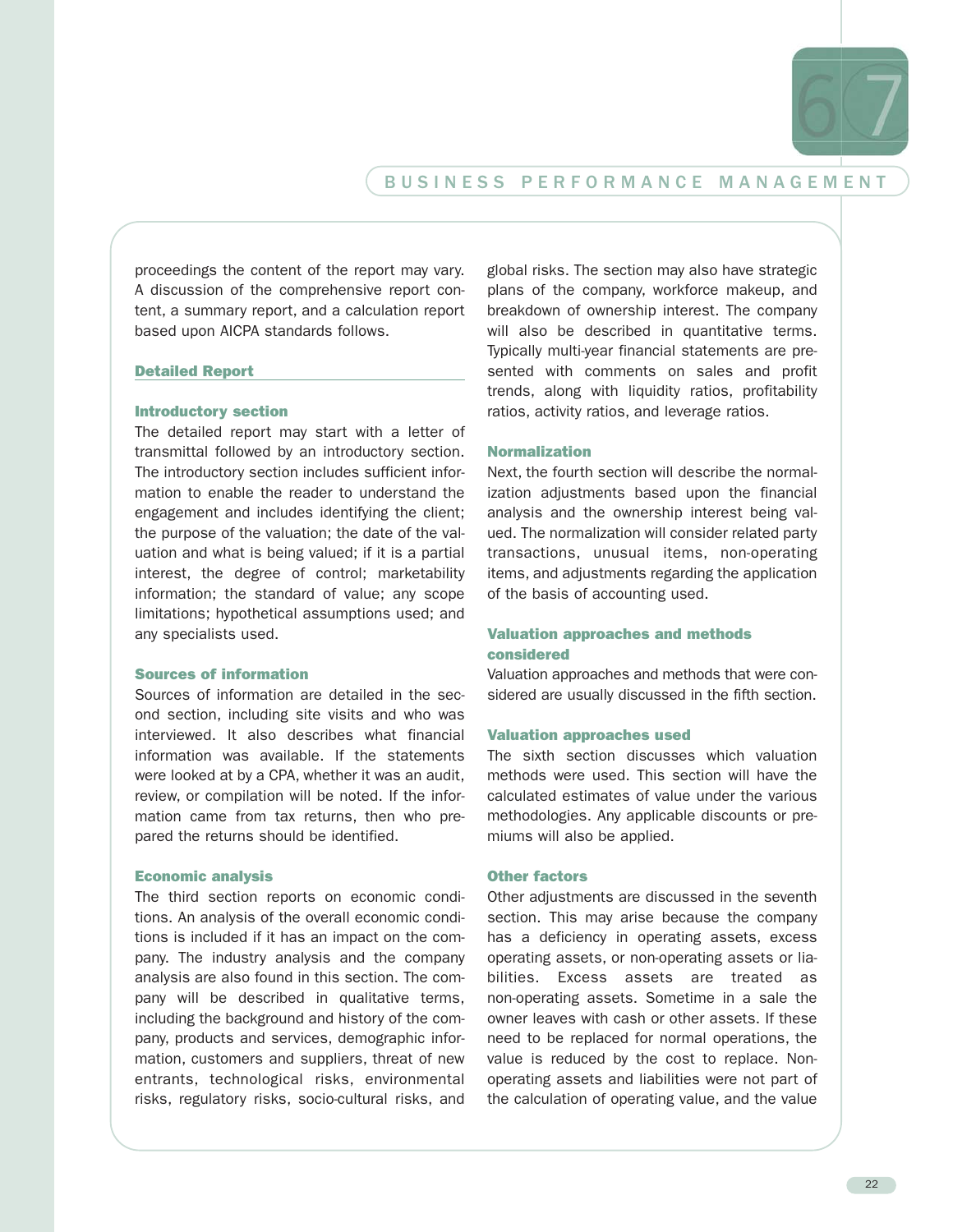proceedings the content of the report may vary. A discussion of the comprehensive report content, a summary report, and a calculation report based upon AICPA standards follows.

## Detailed Report

### Introductory section

The detailed report may start with a letter of transmittal followed by an introductory section. The introductory section includes sufficient information to enable the reader to understand the engagement and includes identifying the client; the purpose of the valuation; the date of the valuation and what is being valued; if it is a partial interest, the degree of control; marketability information; the standard of value; any scope limitations; hypothetical assumptions used; and any specialists used.

### Sources of information

Sources of information are detailed in the second section, including site visits and who was interviewed. It also describes what financial information was available. If the statements were looked at by a CPA, whether it was an audit, review, or compilation will be noted. If the information came from tax returns, then who prepared the returns should be identified.

### Economic analysis

The third section reports on economic conditions. An analysis of the overall economic conditions is included if it has an impact on the company. The industry analysis and the company analysis are also found in this section. The company will be described in qualitative terms, including the background and history of the company, products and services, demographic information, customers and suppliers, threat of new entrants, technological risks, environmental risks, regulatory risks, socio-cultural risks, and global risks. The section may also have strategic plans of the company, workforce makeup, and breakdown of ownership interest. The company will also be described in quantitative terms. Typically multi-year financial statements are presented with comments on sales and profit trends, along with liquidity ratios, profitability ratios, activity ratios, and leverage ratios.

### Normalization

Next, the fourth section will describe the normalization adjustments based upon the financial analysis and the ownership interest being valued. The normalization will consider related party transactions, unusual items, non-operating items, and adjustments regarding the application of the basis of accounting used.

### Valuation approaches and methods considered

Valuation approaches and methods that were considered are usually discussed in the fifth section.

### Valuation approaches used

The sixth section discusses which valuation methods were used. This section will have the calculated estimates of value under the various methodologies. Any applicable discounts or premiums will also be applied.

### Other factors

Other adjustments are discussed in the seventh section. This may arise because the company has a deficiency in operating assets, excess operating assets, or non-operating assets or liabilities. Excess assets are treated as non-operating assets. Sometime in a sale the owner leaves with cash or other assets. If these need to be replaced for normal operations, the value is reduced by the cost to replace. Non-operating assets and liabilities were not part of the calculation of operating value, and the value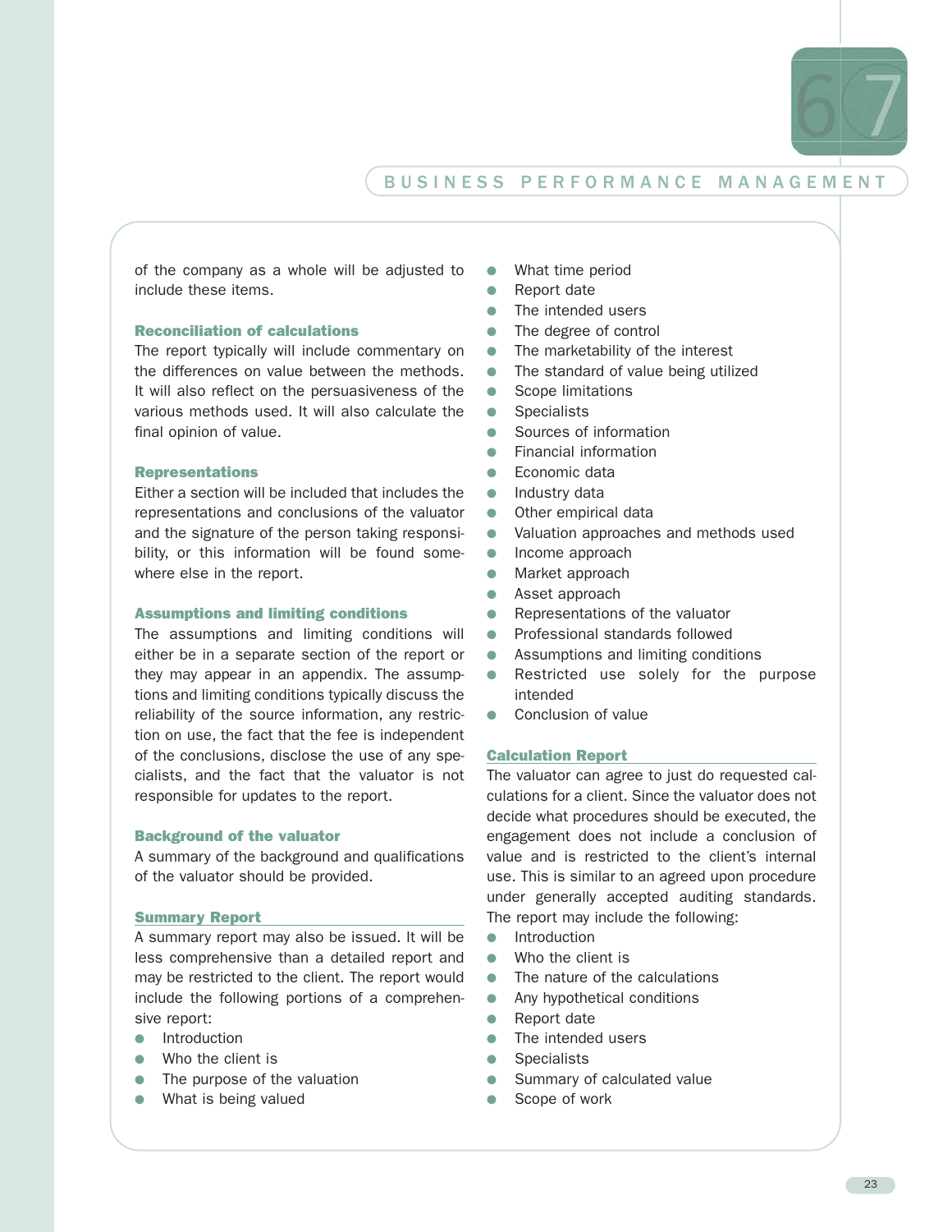of the company as a whole will be adjusted to include these items.

### Reconciliation of calculations

The report typically will include commentary on the differences on value between the methods. It will also reflect on the persuasiveness of the various methods used. It will also calculate the final opinion of value.

### Representations

Either a section will be included that includes the representations and conclusions of the valuator and the signature of the person taking responsibility, or this information will be found somewhere else in the report.

### Assumptions and limiting conditions

The assumptions and limiting conditions will either be in a separate section of the report or they may appear in an appendix. The assumptions and limiting conditions typically discuss the reliability of the source information, any restriction on use, the fact that the fee is independent of the conclusions, disclose the use of any specialists, and the fact that the valuator is not responsible for updates to the report.

### Background of the valuator

A summary of the background and qualifications of the valuator should be provided.

## Summary Report

A summary report may also be issued. It will be less comprehensive than a detailed report and may be restricted to the client. The report would include the following portions of a comprehensive report:

- Introduction
- Who the client is
- The purpose of the valuation
- What is being valued
- What time period
- Report date
- The intended users
- The degree of control
- The marketability of the interest
- The standard of value being utilized
- Scope limitations
- Specialists
- Sources of information
- Financial information
- Economic data
- Industry data
- Other empirical data
- Valuation approaches and methods used
- Income approach
- Market approach
- Asset approach
- Representations of the valuator
- Professional standards followed
- Assumptions and limiting conditions
- Restricted use solely for the purpose intended
- Conclusion of value

## Calculation Report

The valuator can agree to just do requested calculations for a client. Since the valuator does not decide what procedures should be executed, the engagement does not include a conclusion of value and is restricted to the client's internal use. This is similar to an agreed upon procedure under generally accepted auditing standards. The report may include the following:

- Introduction
- Who the client is
- The nature of the calculations
- Any hypothetical conditions
- Report date
- The intended users
- Specialists
- Summary of calculated value
- Scope of work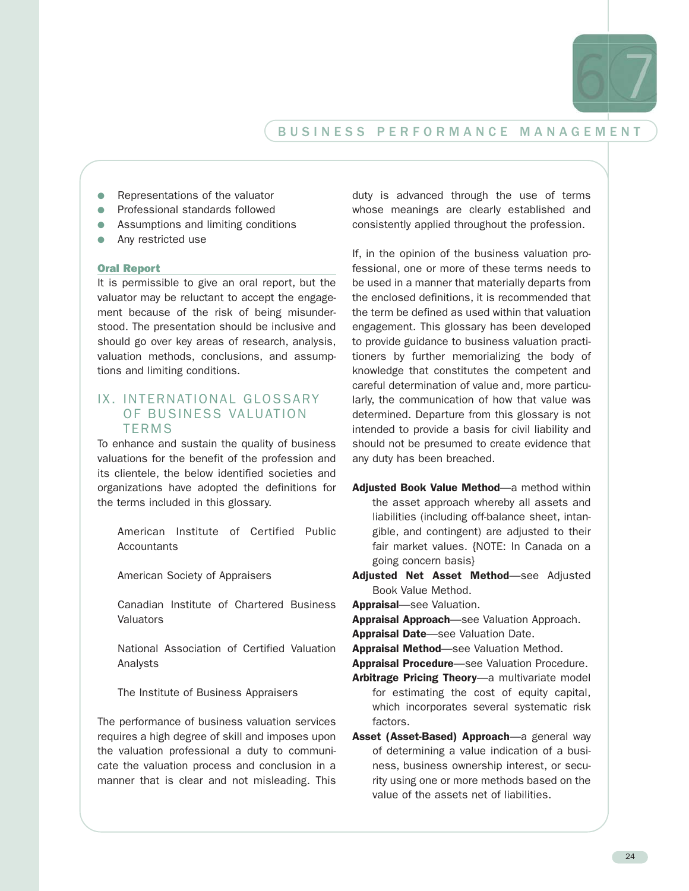- Representations of the valuator
- Professional standards followed
- Assumptions and limiting conditions
- Any restricted use

#### Oral Report

It is permissible to give an oral report, but the valuator may be reluctant to accept the engagement because of the risk of being misunderstood. The presentation should be inclusive and should go over key areas of research, analysis, valuation methods, conclusions, and assumptions and limiting conditions.

## IX. INTERNATIONAL GLOSSARY OF BUSINESS VALUATION TERMS

To enhance and sustain the quality of business valuations for the benefit of the profession and its clientele, the below identified societies and organizations have adopted the definitions for the terms included in this glossary.

American Institute of Certified Public Accountants

American Society of Appraisers

Canadian Institute of Chartered Business Valuators

National Association of Certified Valuation Analysts

The Institute of Business Appraisers

The performance of business valuation services requires a high degree of skill and imposes upon the valuation professional a duty to communicate the valuation process and conclusion in a manner that is clear and not misleading. This duty is advanced through the use of terms whose meanings are clearly established and consistently applied throughout the profession.

If, in the opinion of the business valuation professional, one or more of these terms needs to be used in a manner that materially departs from the enclosed definitions, it is recommended that the term be defined as used within that valuation engagement. This glossary has been developed to provide guidance to business valuation practitioners by further memorializing the body of knowledge that constitutes the competent and careful determination of value and, more particularly, the communication of how that value was determined. Departure from this glossary is not intended to provide a basis for civil liability and should not be presumed to create evidence that any duty has been breached.

**Adjusted Book Value Method**—a method within the asset approach whereby all assets and liabilities (including off-balance sheet, intangible, and contingent) are adjusted to their fair market values. {NOTE: In Canada on a going concern basis}

**Adjusted Net Asset Method**—see Adjusted Book Value Method.

**Appraisal**—see Valuation.

**Appraisal Approach**—see Valuation Approach.

**Appraisal Date**—see Valuation Date.

**Appraisal Method**—see Valuation Method.

**Appraisal Procedure**—see Valuation Procedure.

**Arbitrage Pricing Theory**—a multivariate model for estimating the cost of equity capital, which incorporates several systematic risk factors.

**Asset (Asset-Based) Approach**—a general way of determining a value indication of a business, business ownership interest, or security using one or more methods based on the value of the assets net of liabilities.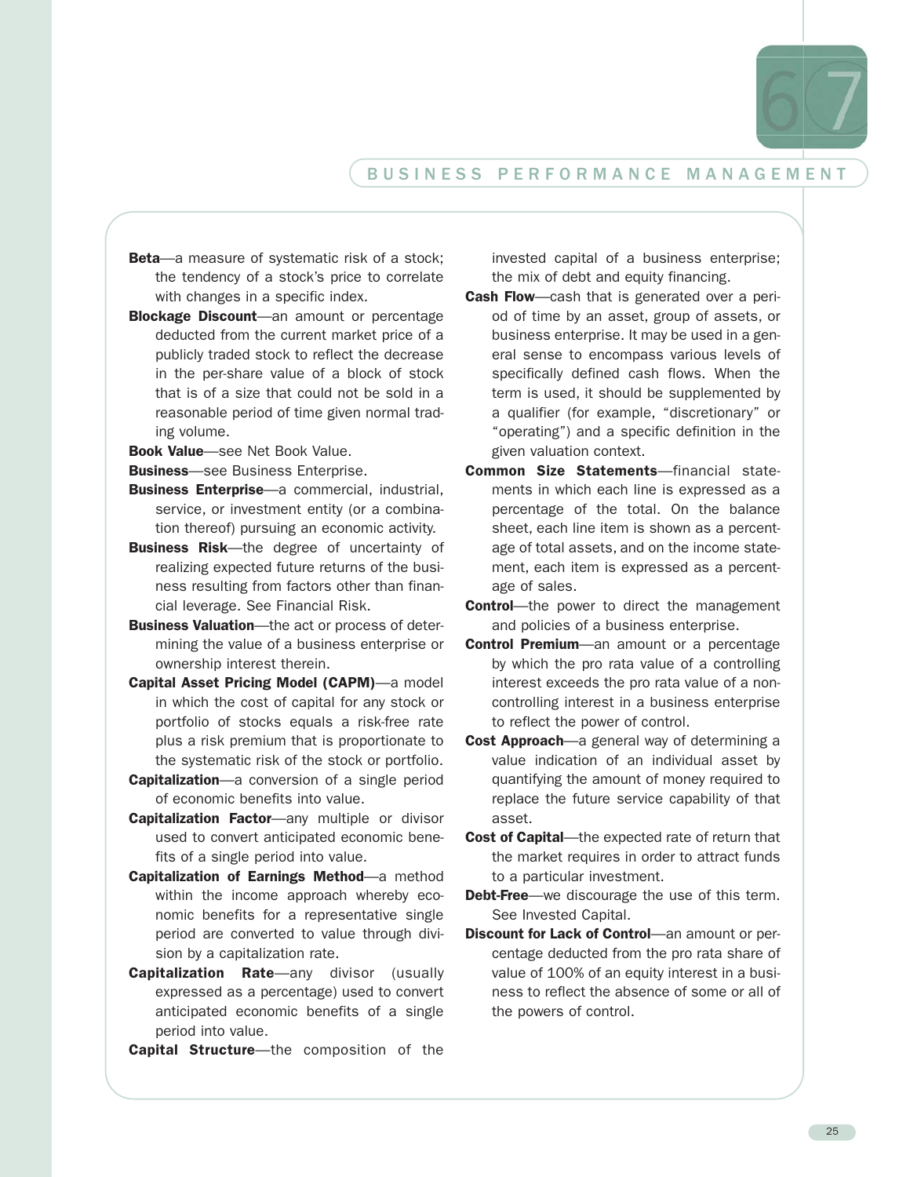**Beta**—a measure of systematic risk of a stock; the tendency of a stock's price to correlate with changes in a specific index.

**Blockage Discount**—an amount or percentage deducted from the current market price of a publicly traded stock to reflect the decrease in the per-share value of a block of stock that is of a size that could not be sold in a reasonable period of time given normal trading volume.

**Book Value**—see Net Book Value.

**Business**—see Business Enterprise.

**Business Enterprise**—a commercial, industrial, service, or investment entity (or a combination thereof) pursuing an economic activity.

**Business Risk**—the degree of uncertainty of realizing expected future returns of the business resulting from factors other than financial leverage. See Financial Risk.

**Business Valuation**—the act or process of determining the value of a business enterprise or ownership interest therein.

**Capital Asset Pricing Model (CAPM)**—a model in which the cost of capital for any stock or portfolio of stocks equals a risk-free rate plus a risk premium that is proportionate to the systematic risk of the stock or portfolio.

**Capitalization**—a conversion of a single period of economic benefits into value.

**Capitalization Factor**—any multiple or divisor used to convert anticipated economic benefits of a single period into value.

**Capitalization of Earnings Method**—a method within the income approach whereby economic benefits for a representative single period are converted to value through division by a capitalization rate.

**Capitalization Rate**—any divisor (usually expressed as a percentage) used to convert anticipated economic benefits of a single period into value.

**Capital Structure**—the composition of the invested capital of a business enterprise; the mix of debt and equity financing.

**Cash Flow**—cash that is generated over a period of time by an asset, group of assets, or business enterprise. It may be used in a general sense to encompass various levels of specifically defined cash flows. When the term is used, it should be supplemented by a qualifier (for example, "discretionary" or "operating") and a specific definition in the given valuation context.

**Common Size Statements**—financial statements in which each line is expressed as a percentage of the total. On the balance sheet, each line item is shown as a percentage of total assets, and on the income statement, each item is expressed as a percentage of sales.

**Control**—the power to direct the management and policies of a business enterprise.

**Control Premium**—an amount or a percentage by which the pro rata value of a controlling interest exceeds the pro rata value of a noncontrolling interest in a business enterprise to reflect the power of control.

**Cost Approach**—a general way of determining a value indication of an individual asset by quantifying the amount of money required to replace the future service capability of that asset.

**Cost of Capital**—the expected rate of return that the market requires in order to attract funds to a particular investment.

**Debt-Free**—we discourage the use of this term. See Invested Capital.

**Discount for Lack of Control**—an amount or percentage deducted from the pro rata share of value of 100% of an equity interest in a business to reflect the absence of some or all of the powers of control.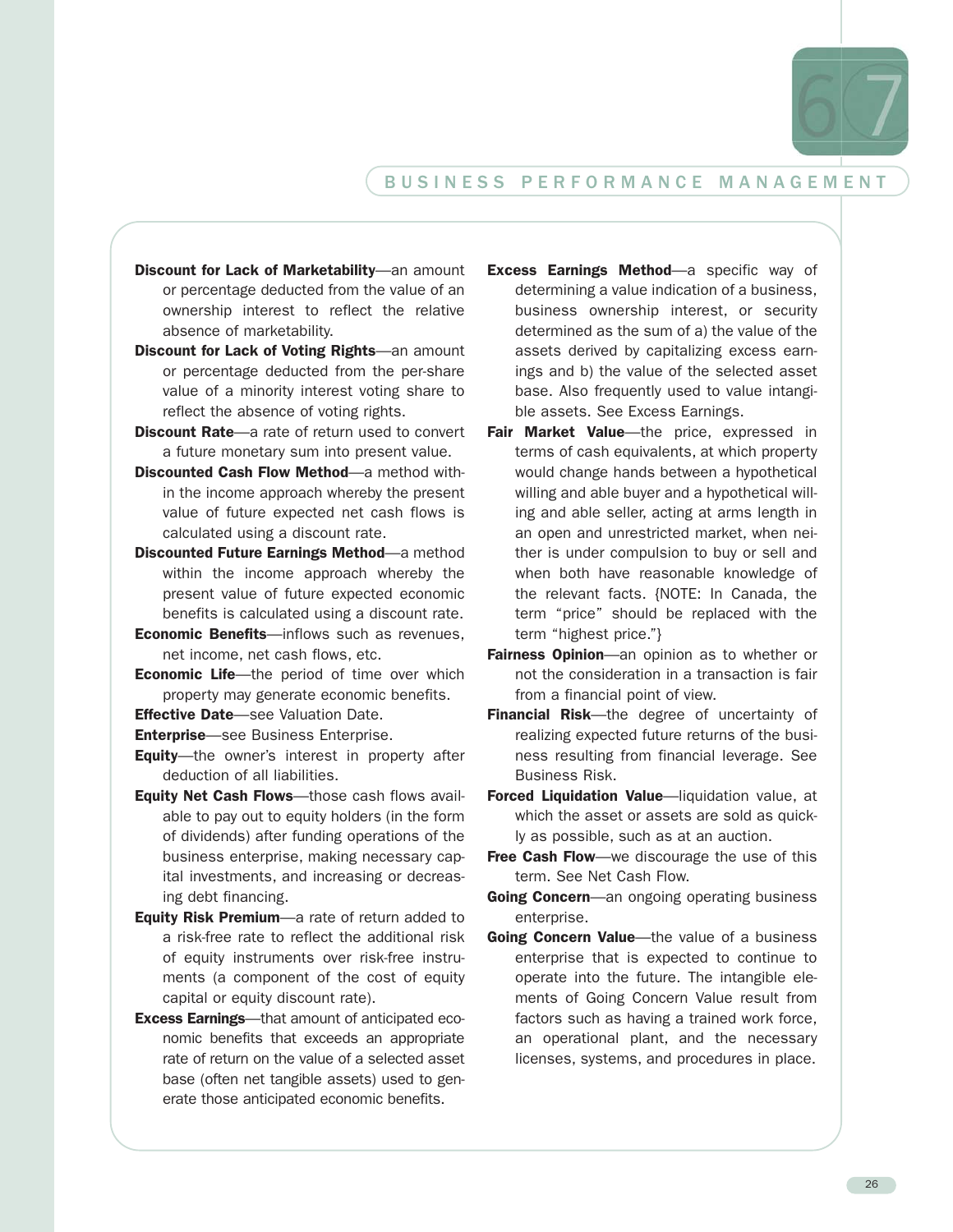**Discount for Lack of Marketability**—an amount or percentage deducted from the value of an ownership interest to reflect the relative absence of marketability.

**Discount for Lack of Voting Rights**—an amount or percentage deducted from the per-share value of a minority interest voting share to reflect the absence of voting rights.

**Discount Rate**—a rate of return used to convert a future monetary sum into present value.

**Discounted Cash Flow Method**—a method within the income approach whereby the present value of future expected net cash flows is calculated using a discount rate.

**Discounted Future Earnings Method**—a method within the income approach whereby the present value of future expected economic benefits is calculated using a discount rate.

**Economic Benefits**—inflows such as revenues, net income, net cash flows, etc.

**Economic Life**—the period of time over which property may generate economic benefits.

**Effective Date**—see Valuation Date.

**Enterprise**—see Business Enterprise.

**Equity**—the owner's interest in property after deduction of all liabilities.

**Equity Net Cash Flows**—those cash flows available to pay out to equity holders (in the form of dividends) after funding operations of the business enterprise, making necessary capital investments, and increasing or decreasing debt financing.

**Equity Risk Premium**—a rate of return added to a risk-free rate to reflect the additional risk of equity instruments over risk-free instruments (a component of the cost of equity capital or equity discount rate).

**Excess Earnings**—that amount of anticipated economic benefits that exceeds an appropriate rate of return on the value of a selected asset base (often net tangible assets) used to generate those anticipated economic benefits.

**Excess Earnings Method**—a specific way of determining a value indication of a business, business ownership interest, or security determined as the sum of a) the value of the assets derived by capitalizing excess earnings and b) the value of the selected asset base. Also frequently used to value intangible assets. See Excess Earnings.

**Fair Market Value**—the price, expressed in terms of cash equivalents, at which property would change hands between a hypothetical willing and able buyer and a hypothetical willing and able seller, acting at arms length in an open and unrestricted market, when neither is under compulsion to buy or sell and when both have reasonable knowledge of the relevant facts. {NOTE: In Canada, the term "price" should be replaced with the term "highest price."}

**Fairness Opinion**—an opinion as to whether or not the consideration in a transaction is fair from a financial point of view.

**Financial Risk**—the degree of uncertainty of realizing expected future returns of the business resulting from financial leverage. See Business Risk.

**Forced Liquidation Value**—liquidation value, at which the asset or assets are sold as quickly as possible, such as at an auction.

**Free Cash Flow**—we discourage the use of this term. See Net Cash Flow.

**Going Concern**—an ongoing operating business enterprise.

**Going Concern Value**—the value of a business enterprise that is expected to continue to operate into the future. The intangible elements of Going Concern Value result from factors such as having a trained work force, an operational plant, and the necessary licenses, systems, and procedures in place.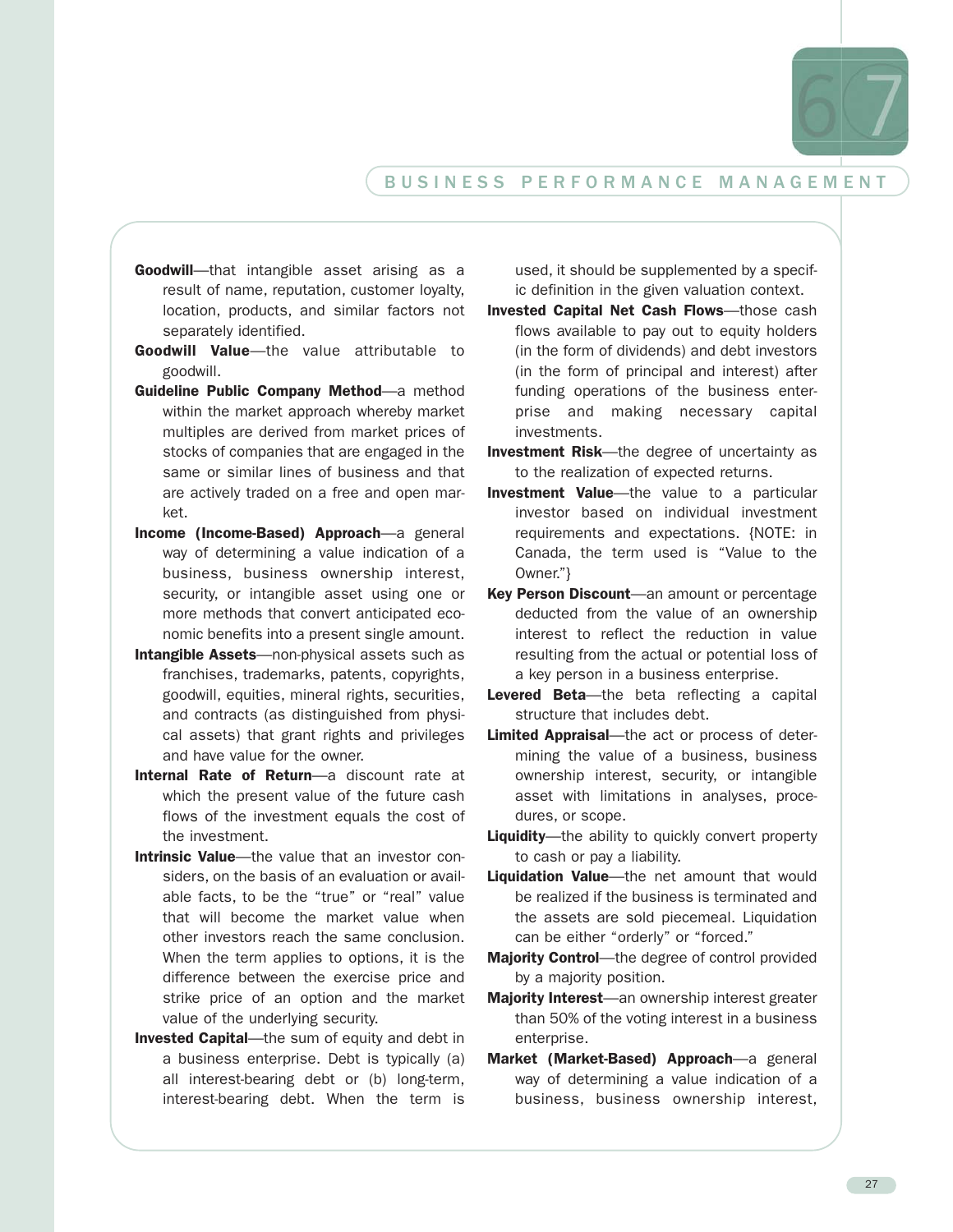**Goodwill**—that intangible asset arising as a result of name, reputation, customer loyalty, location, products, and similar factors not separately identified.

**Goodwill Value**—the value attributable to goodwill.

**Guideline Public Company Method**—a method within the market approach whereby market multiples are derived from market prices of stocks of companies that are engaged in the same or similar lines of business and that are actively traded on a free and open market.

**Income (Income-Based) Approach**—a general way of determining a value indication of a business, business ownership interest, security, or intangible asset using one or more methods that convert anticipated economic benefits into a present single amount.

**Intangible Assets**—non-physical assets such as franchises, trademarks, patents, copyrights, goodwill, equities, mineral rights, securities, and contracts (as distinguished from physical assets) that grant rights and privileges and have value for the owner.

**Internal Rate of Return**—a discount rate at which the present value of the future cash flows of the investment equals the cost of the investment.

**Intrinsic Value**—the value that an investor considers, on the basis of an evaluation or available facts, to be the "true" or "real" value that will become the market value when other investors reach the same conclusion. When the term applies to options, it is the difference between the exercise price and strike price of an option and the market value of the underlying security.

**Invested Capital**—the sum of equity and debt in a business enterprise. Debt is typically (a) all interest-bearing debt or (b) long-term, interest-bearing debt. When the term is used, it should be supplemented by a specific definition in the given valuation context.

**Invested Capital Net Cash Flows**—those cash flows available to pay out to equity holders (in the form of dividends) and debt investors (in the form of principal and interest) after funding operations of the business enterprise and making necessary capital investments.

**Investment Risk**—the degree of uncertainty as to the realization of expected returns.

**Investment Value**—the value to a particular investor based on individual investment requirements and expectations. {NOTE: in Canada, the term used is "Value to the Owner."}

**Key Person Discount**—an amount or percentage deducted from the value of an ownership interest to reflect the reduction in value resulting from the actual or potential loss of a key person in a business enterprise.

**Levered Beta**—the beta reflecting a capital structure that includes debt.

**Limited Appraisal**—the act or process of determining the value of a business, business ownership interest, security, or intangible asset with limitations in analyses, procedures, or scope.

**Liquidity**—the ability to quickly convert property to cash or pay a liability.

**Liquidation Value**—the net amount that would be realized if the business is terminated and the assets are sold piecemeal. Liquidation can be either "orderly" or "forced."

**Majority Control**—the degree of control provided by a majority position.

**Majority Interest**—an ownership interest greater than 50% of the voting interest in a business enterprise.

**Market (Market-Based) Approach**—a general way of determining a value indication of a business, business ownership interest,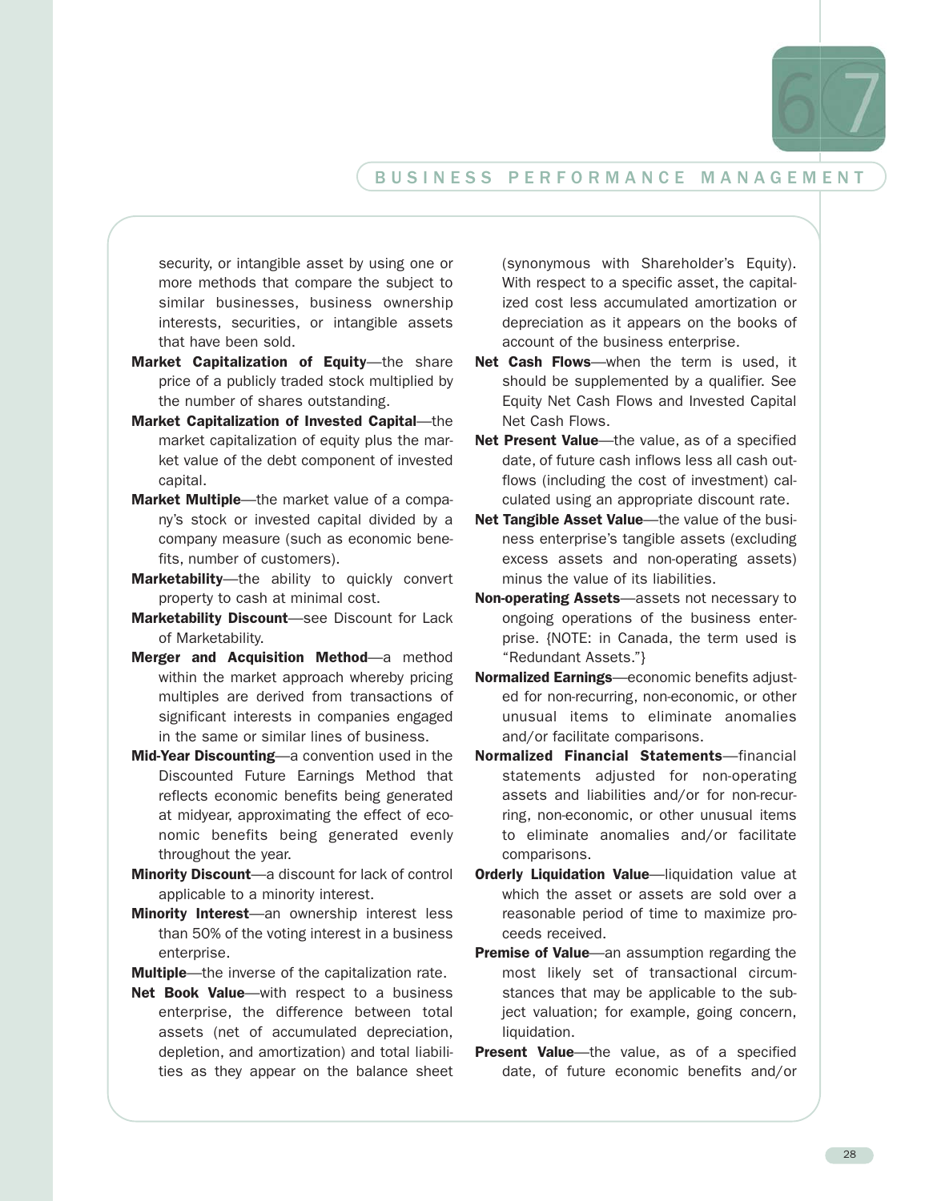security, or intangible asset by using one or more methods that compare the subject to similar businesses, business ownership interests, securities, or intangible assets that have been sold.

**Market Capitalization of Equity**—the share price of a publicly traded stock multiplied by the number of shares outstanding.

**Market Capitalization of Invested Capital**—the market capitalization of equity plus the market value of the debt component of invested capital.

**Market Multiple**—the market value of a company's stock or invested capital divided by a company measure (such as economic benefits, number of customers).

**Marketability**—the ability to quickly convert property to cash at minimal cost.

**Marketability Discount**—see Discount for Lack of Marketability.

**Merger and Acquisition Method**—a method within the market approach whereby pricing multiples are derived from transactions of significant interests in companies engaged in the same or similar lines of business.

**Mid-Year Discounting**—a convention used in the Discounted Future Earnings Method that reflects economic benefits being generated at midyear, approximating the effect of economic benefits being generated evenly throughout the year.

**Minority Discount**—a discount for lack of control applicable to a minority interest.

**Minority Interest**—an ownership interest less than 50% of the voting interest in a business enterprise.

**Multiple**—the inverse of the capitalization rate.

**Net Book Value**—with respect to a business enterprise, the difference between total assets (net of accumulated depreciation, depletion, and amortization) and total liabilities as they appear on the balance sheet (synonymous with Shareholder's Equity). With respect to a specific asset, the capitalized cost less accumulated amortization or depreciation as it appears on the books of account of the business enterprise.

**Net Cash Flows**—when the term is used, it should be supplemented by a qualifier. See Equity Net Cash Flows and Invested Capital Net Cash Flows.

**Net Present Value**—the value, as of a specified date, of future cash inflows less all cash outflows (including the cost of investment) calculated using an appropriate discount rate.

**Net Tangible Asset Value**—the value of the business enterprise's tangible assets (excluding excess assets and non-operating assets) minus the value of its liabilities.

**Non-operating Assets**—assets not necessary to ongoing operations of the business enterprise. {NOTE: in Canada, the term used is "Redundant Assets."}

**Normalized Earnings**—economic benefits adjusted for non-recurring, non-economic, or other unusual items to eliminate anomalies and/or facilitate comparisons.

**Normalized Financial Statements**—financial statements adjusted for non-operating assets and liabilities and/or for non-recurring, non-economic, or other unusual items to eliminate anomalies and/or facilitate comparisons.

**Orderly Liquidation Value**—liquidation value at which the asset or assets are sold over a reasonable period of time to maximize proceeds received.

**Premise of Value**—an assumption regarding the most likely set of transactional circumstances that may be applicable to the subject valuation; for example, going concern, liquidation.

**Present Value**—the value, as of a specified date, of future economic benefits and/or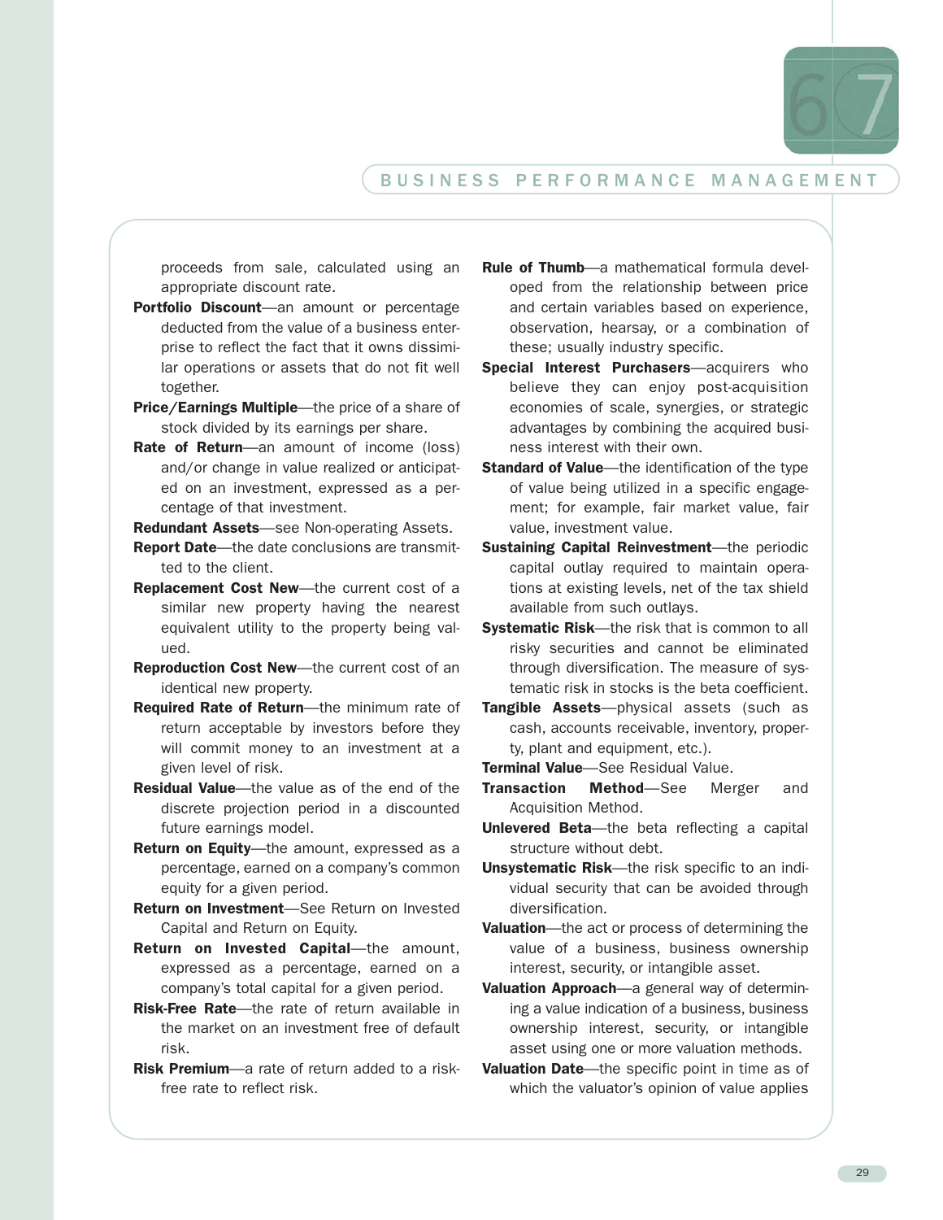proceeds from sale, calculated using an appropriate discount rate.

**Portfolio Discount**—an amount or percentage deducted from the value of a business enterprise to reflect the fact that it owns dissimilar operations or assets that do not fit well together.

**Price/Earnings Multiple**—the price of a share of stock divided by its earnings per share.

**Rate of Return**—an amount of income (loss) and/or change in value realized or anticipated on an investment, expressed as a percentage of that investment.

**Redundant Assets**—see Non-operating Assets.

**Report Date**—the date conclusions are transmitted to the client.

**Replacement Cost New**—the current cost of a similar new property having the nearest equivalent utility to the property being valued.

**Reproduction Cost New**—the current cost of an identical new property.

**Required Rate of Return**—the minimum rate of return acceptable by investors before they will commit money to an investment at a given level of risk.

**Residual Value**—the value as of the end of the discrete projection period in a discounted future earnings model.

**Return on Equity**—the amount, expressed as a percentage, earned on a company's common equity for a given period.

**Return on Investment**—See Return on Invested Capital and Return on Equity.

**Return on Invested Capital**—the amount, expressed as a percentage, earned on a company's total capital for a given period.

**Risk-Free Rate**—the rate of return available in the market on an investment free of default risk.

**Risk Premium**—a rate of return added to a risk-free rate to reflect risk.

**Rule of Thumb**—a mathematical formula developed from the relationship between price and certain variables based on experience, observation, hearsay, or a combination of these; usually industry specific.

**Special Interest Purchasers**—acquirers who believe they can enjoy post-acquisition economies of scale, synergies, or strategic advantages by combining the acquired business interest with their own.

**Standard of Value**—the identification of the type of value being utilized in a specific engagement; for example, fair market value, fair value, investment value.

**Sustaining Capital Reinvestment**—the periodic capital outlay required to maintain operations at existing levels, net of the tax shield available from such outlays.

**Systematic Risk**—the risk that is common to all risky securities and cannot be eliminated through diversification. The measure of systematic risk in stocks is the beta coefficient.

**Tangible Assets**—physical assets (such as cash, accounts receivable, inventory, property, plant and equipment, etc.).

**Terminal Value**—See Residual Value.

**Transaction Method**—See Merger and Acquisition Method.

**Unlevered Beta**—the beta reflecting a capital structure without debt.

**Unsystematic Risk**—the risk specific to an individual security that can be avoided through diversification.

**Valuation**—the act or process of determining the value of a business, business ownership interest, security, or intangible asset.

**Valuation Approach**—a general way of determining a value indication of a business, business ownership interest, security, or intangible asset using one or more valuation methods.

**Valuation Date**—the specific point in time as of which the valuator's opinion of value applies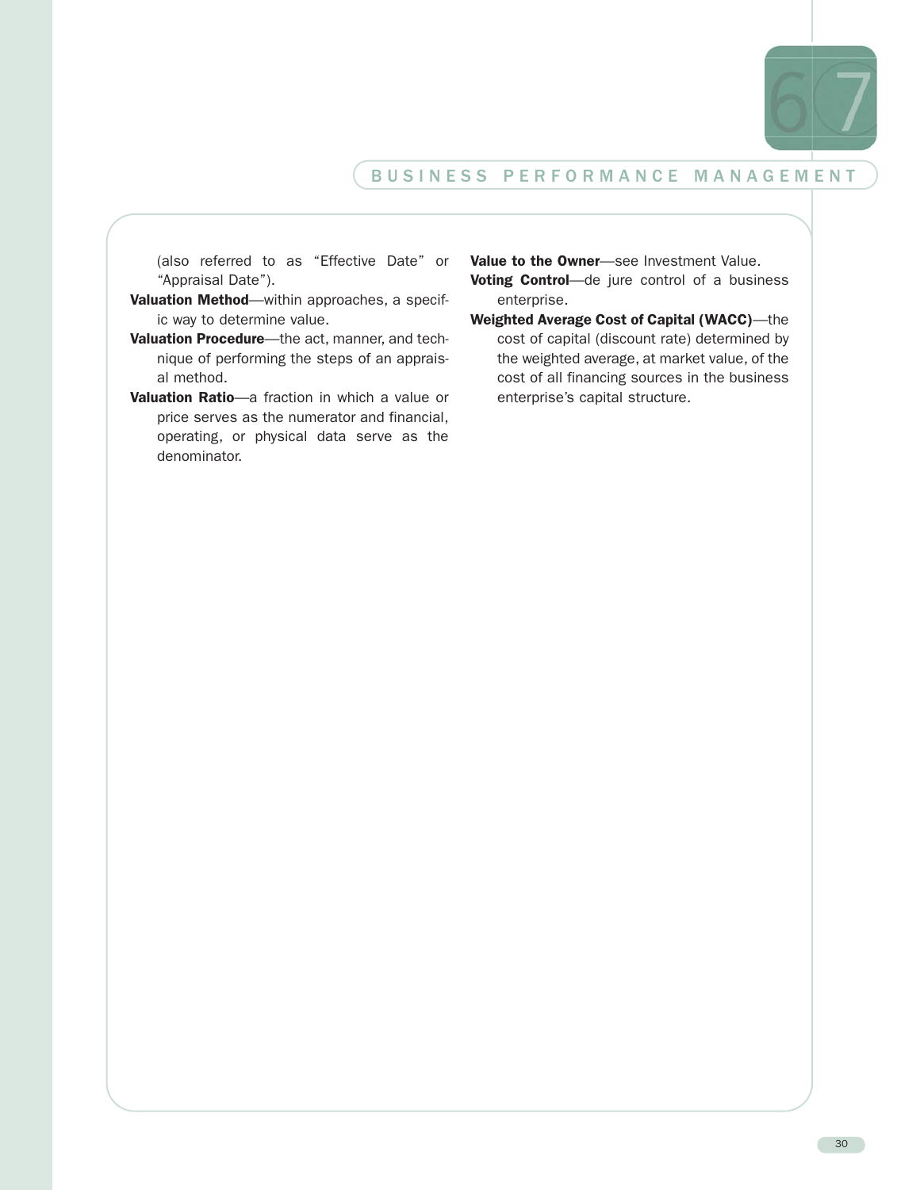(also referred to as "Effective Date" or "Appraisal Date").

**Valuation Method**—within approaches, a specific way to determine value.

**Valuation Procedure**—the act, manner, and technique of performing the steps of an appraisal method.

**Valuation Ratio**—a fraction in which a value or price serves as the numerator and financial, operating, or physical data serve as the denominator.

**Value to the Owner**—see Investment Value.

**Voting Control**—de jure control of a business enterprise.

**Weighted Average Cost of Capital (WACC)**—the cost of capital (discount rate) determined by the weighted average, at market value, of the cost of all financing sources in the business enterprise's capital structure.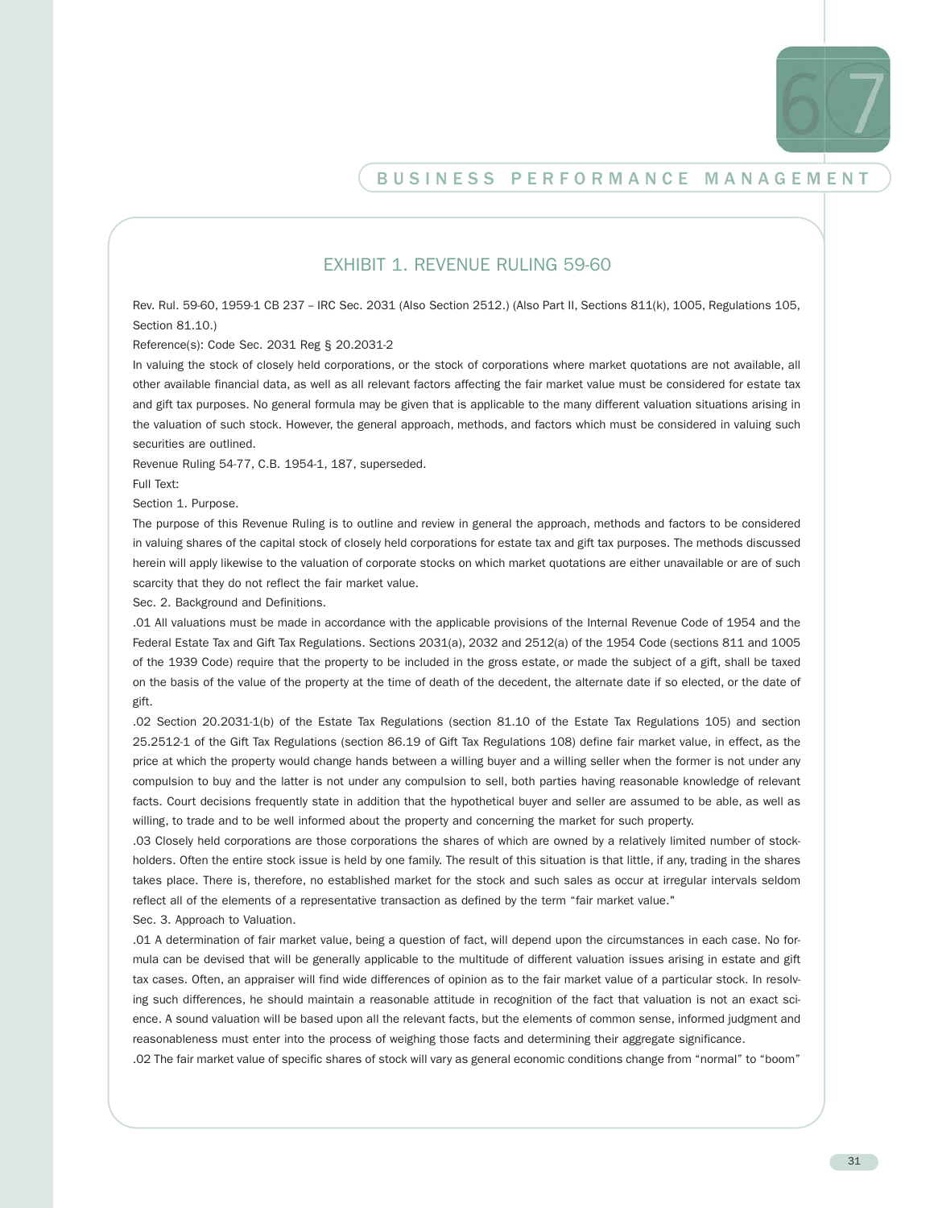## EXHIBIT 1. REVENUE RULING 59-60

Rev. Rul. 59-60, 1959-1 CB 237 – IRC Sec. 2031 (Also Section 2512.) (Also Part II, Sections 811(k), 1005, Regulations 105, Section 81.10.)

Reference(s): Code Sec. 2031 Reg § 20.2031-2

In valuing the stock of closely held corporations, or the stock of corporations where market quotations are not available, all other available financial data, as well as all relevant factors affecting the fair market value must be considered for estate tax and gift tax purposes. No general formula may be given that is applicable to the many different valuation situations arising in the valuation of such stock. However, the general approach, methods, and factors which must be considered in valuing such securities are outlined.

Revenue Ruling 54-77, C.B. 1954-1, 187, superseded.

Full Text:

Section 1. Purpose.

The purpose of this Revenue Ruling is to outline and review in general the approach, methods and factors to be considered in valuing shares of the capital stock of closely held corporations for estate tax and gift tax purposes. The methods discussed herein will apply likewise to the valuation of corporate stocks on which market quotations are either unavailable or are of such scarcity that they do not reflect the fair market value.

Sec. 2. Background and Definitions.

.01 All valuations must be made in accordance with the applicable provisions of the Internal Revenue Code of 1954 and the Federal Estate Tax and Gift Tax Regulations. Sections 2031(a), 2032 and 2512(a) of the 1954 Code (sections 811 and 1005 of the 1939 Code) require that the property to be included in the gross estate, or made the subject of a gift, shall be taxed on the basis of the value of the property at the time of death of the decedent, the alternate date if so elected, or the date of gift.

.02 Section 20.2031-1(b) of the Estate Tax Regulations (section 81.10 of the Estate Tax Regulations 105) and section 25.2512-1 of the Gift Tax Regulations (section 86.19 of Gift Tax Regulations 108) define fair market value, in effect, as the price at which the property would change hands between a willing buyer and a willing seller when the former is not under any compulsion to buy and the latter is not under any compulsion to sell, both parties having reasonable knowledge of relevant facts. Court decisions frequently state in addition that the hypothetical buyer and seller are assumed to be able, as well as willing, to trade and to be well informed about the property and concerning the market for such property.

.03 Closely held corporations are those corporations the shares of which are owned by a relatively limited number of stockholders. Often the entire stock issue is held by one family. The result of this situation is that little, if any, trading in the shares takes place. There is, therefore, no established market for the stock and such sales as occur at irregular intervals seldom reflect all of the elements of a representative transaction as defined by the term "fair market value."

Sec. 3. Approach to Valuation.

.01 A determination of fair market value, being a question of fact, will depend upon the circumstances in each case. No formula can be devised that will be generally applicable to the multitude of different valuation issues arising in estate and gift tax cases. Often, an appraiser will find wide differences of opinion as to the fair market value of a particular stock. In resolving such differences, he should maintain a reasonable attitude in recognition of the fact that valuation is not an exact science. A sound valuation will be based upon all the relevant facts, but the elements of common sense, informed judgment and reasonableness must enter into the process of weighing those facts and determining their aggregate significance.

.02 The fair market value of specific shares of stock will vary as general economic conditions change from "normal" to "boom"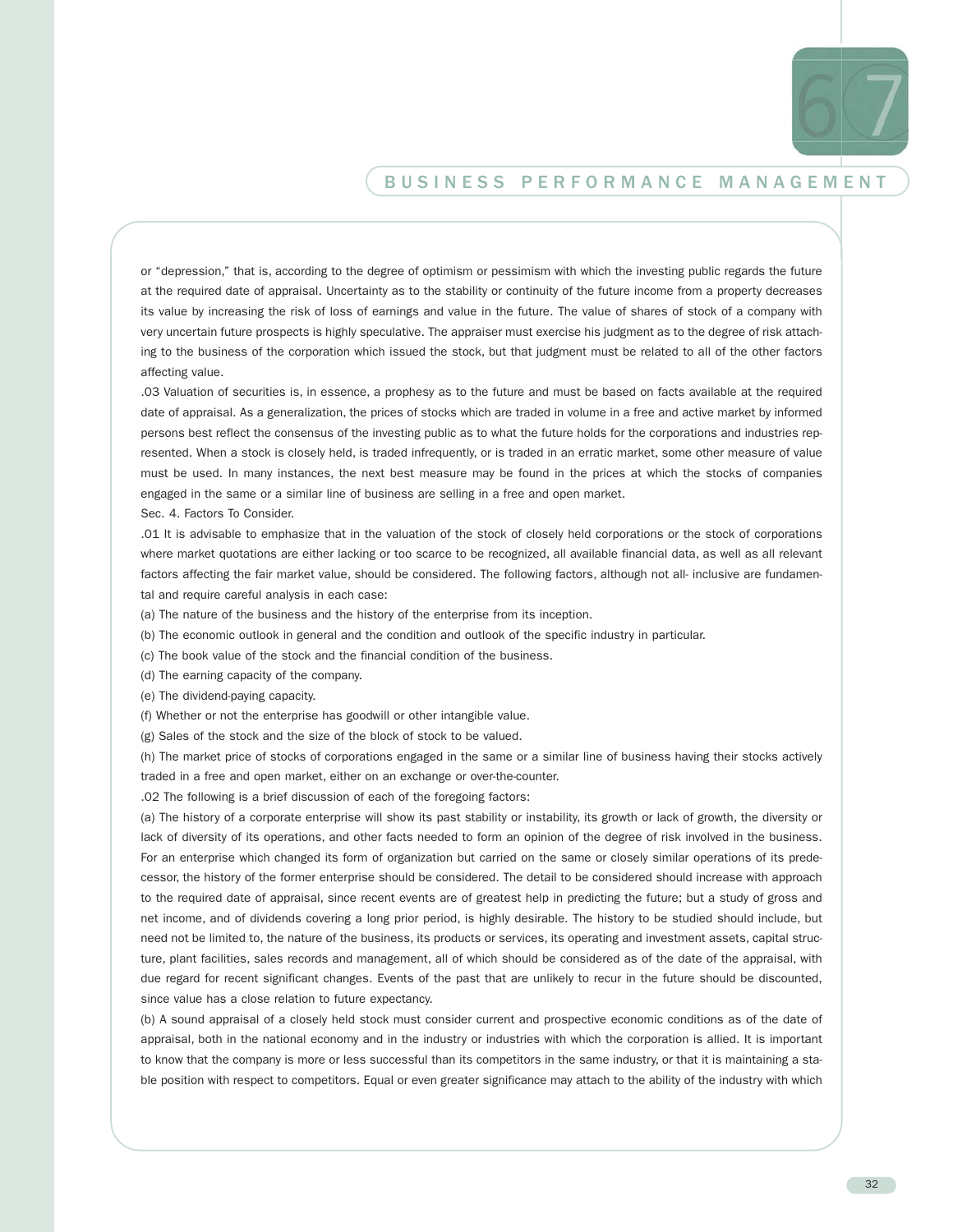or "depression," that is, according to the degree of optimism or pessimism with which the investing public regards the future at the required date of appraisal. Uncertainty as to the stability or continuity of the future income from a property decreases its value by increasing the risk of loss of earnings and value in the future. The value of shares of stock of a company with very uncertain future prospects is highly speculative. The appraiser must exercise his judgment as to the degree of risk attaching to the business of the corporation which issued the stock, but that judgment must be related to all of the other factors affecting value.

.03 Valuation of securities is, in essence, a prophesy as to the future and must be based on facts available at the required date of appraisal. As a generalization, the prices of stocks which are traded in volume in a free and active market by informed persons best reflect the consensus of the investing public as to what the future holds for the corporations and industries represented. When a stock is closely held, is traded infrequently, or is traded in an erratic market, some other measure of value must be used. In many instances, the next best measure may be found in the prices at which the stocks of companies engaged in the same or a similar line of business are selling in a free and open market.

Sec. 4. Factors To Consider.

.01 It is advisable to emphasize that in the valuation of the stock of closely held corporations or the stock of corporations where market quotations are either lacking or too scarce to be recognized, all available financial data, as well as all relevant factors affecting the fair market value, should be considered. The following factors, although not all- inclusive are fundamental and require careful analysis in each case:

(a) The nature of the business and the history of the enterprise from its inception.

(b) The economic outlook in general and the condition and outlook of the specific industry in particular.

(c) The book value of the stock and the financial condition of the business.

(d) The earning capacity of the company.

(e) The dividend-paying capacity.

(f) Whether or not the enterprise has goodwill or other intangible value.

(g) Sales of the stock and the size of the block of stock to be valued.

(h) The market price of stocks of corporations engaged in the same or a similar line of business having their stocks actively traded in a free and open market, either on an exchange or over-the-counter.

.02 The following is a brief discussion of each of the foregoing factors:

(a) The history of a corporate enterprise will show its past stability or instability, its growth or lack of growth, the diversity or lack of diversity of its operations, and other facts needed to form an opinion of the degree of risk involved in the business. For an enterprise which changed its form of organization but carried on the same or closely similar operations of its predecessor, the history of the former enterprise should be considered. The detail to be considered should increase with approach to the required date of appraisal, since recent events are of greatest help in predicting the future; but a study of gross and net income, and of dividends covering a long prior period, is highly desirable. The history to be studied should include, but need not be limited to, the nature of the business, its products or services, its operating and investment assets, capital structure, plant facilities, sales records and management, all of which should be considered as of the date of the appraisal, with due regard for recent significant changes. Events of the past that are unlikely to recur in the future should be discounted, since value has a close relation to future expectancy.

(b) A sound appraisal of a closely held stock must consider current and prospective economic conditions as of the date of appraisal, both in the national economy and in the industry or industries with which the corporation is allied. It is important to know that the company is more or less successful than its competitors in the same industry, or that it is maintaining a stable position with respect to competitors. Equal or even greater significance may attach to the ability of the industry with which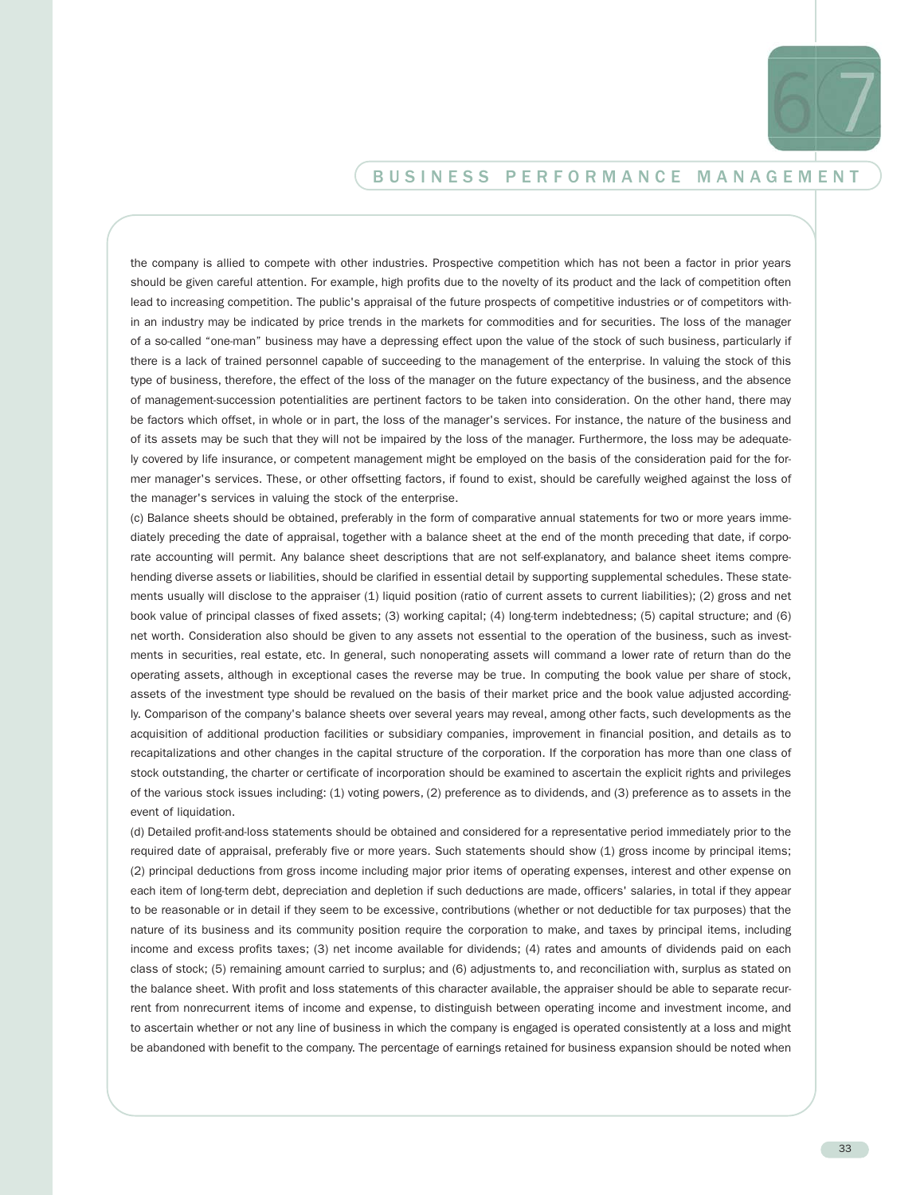the company is allied to compete with other industries. Prospective competition which has not been a factor in prior years should be given careful attention. For example, high profits due to the novelty of its product and the lack of competition often lead to increasing competition. The public's appraisal of the future prospects of competitive industries or of competitors within an industry may be indicated by price trends in the markets for commodities and for securities. The loss of the manager of a so-called "one-man" business may have a depressing effect upon the value of the stock of such business, particularly if there is a lack of trained personnel capable of succeeding to the management of the enterprise. In valuing the stock of this type of business, therefore, the effect of the loss of the manager on the future expectancy of the business, and the absence of management-succession potentialities are pertinent factors to be taken into consideration. On the other hand, there may be factors which offset, in whole or in part, the loss of the manager's services. For instance, the nature of the business and of its assets may be such that they will not be impaired by the loss of the manager. Furthermore, the loss may be adequately covered by life insurance, or competent management might be employed on the basis of the consideration paid for the former manager's services. These, or other offsetting factors, if found to exist, should be carefully weighed against the loss of the manager's services in valuing the stock of the enterprise.

(c) Balance sheets should be obtained, preferably in the form of comparative annual statements for two or more years immediately preceding the date of appraisal, together with a balance sheet at the end of the month preceding that date, if corporate accounting will permit. Any balance sheet descriptions that are not self-explanatory, and balance sheet items comprehending diverse assets or liabilities, should be clarified in essential detail by supporting supplemental schedules. These statements usually will disclose to the appraiser (1) liquid position (ratio of current assets to current liabilities); (2) gross and net book value of principal classes of fixed assets; (3) working capital; (4) long-term indebtedness; (5) capital structure; and (6) net worth. Consideration also should be given to any assets not essential to the operation of the business, such as investments in securities, real estate, etc. In general, such nonoperating assets will command a lower rate of return than do the operating assets, although in exceptional cases the reverse may be true. In computing the book value per share of stock, assets of the investment type should be revalued on the basis of their market price and the book value adjusted accordingly. Comparison of the company's balance sheets over several years may reveal, among other facts, such developments as the acquisition of additional production facilities or subsidiary companies, improvement in financial position, and details as to recapitalizations and other changes in the capital structure of the corporation. If the corporation has more than one class of stock outstanding, the charter or certificate of incorporation should be examined to ascertain the explicit rights and privileges of the various stock issues including: (1) voting powers, (2) preference as to dividends, and (3) preference as to assets in the event of liquidation.

(d) Detailed profit-and-loss statements should be obtained and considered for a representative period immediately prior to the required date of appraisal, preferably five or more years. Such statements should show (1) gross income by principal items; (2) principal deductions from gross income including major prior items of operating expenses, interest and other expense on each item of long-term debt, depreciation and depletion if such deductions are made, officers' salaries, in total if they appear to be reasonable or in detail if they seem to be excessive, contributions (whether or not deductible for tax purposes) that the nature of its business and its community position require the corporation to make, and taxes by principal items, including income and excess profits taxes; (3) net income available for dividends; (4) rates and amounts of dividends paid on each class of stock; (5) remaining amount carried to surplus; and (6) adjustments to, and reconciliation with, surplus as stated on the balance sheet. With profit and loss statements of this character available, the appraiser should be able to separate recurrent from nonrecurrent items of income and expense, to distinguish between operating income and investment income, and to ascertain whether or not any line of business in which the company is engaged is operated consistently at a loss and might be abandoned with benefit to the company. The percentage of earnings retained for business expansion should be noted when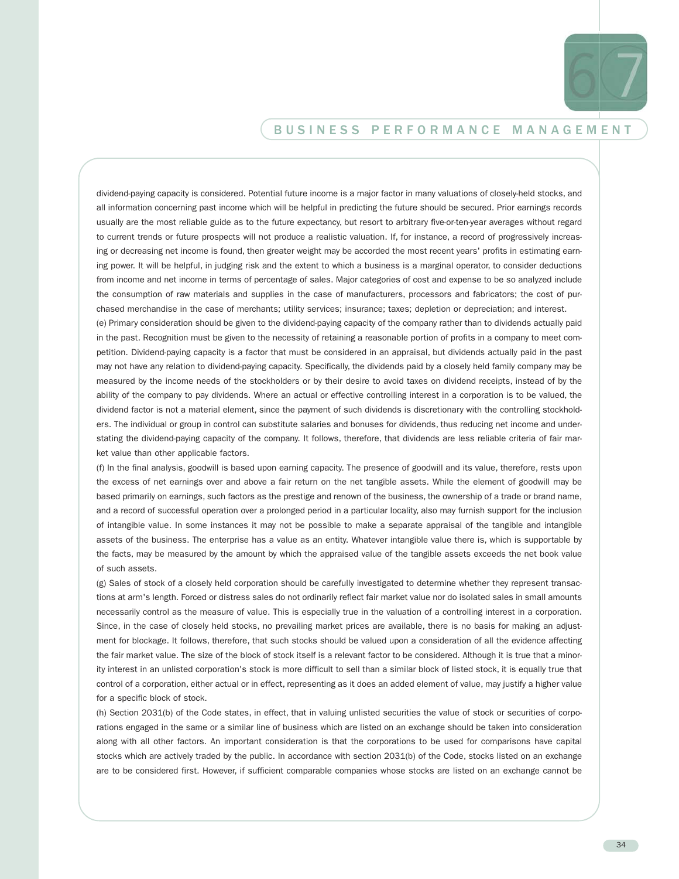dividend-paying capacity is considered. Potential future income is a major factor in many valuations of closely-held stocks, and all information concerning past income which will be helpful in predicting the future should be secured. Prior earnings records usually are the most reliable guide as to the future expectancy, but resort to arbitrary five-or-ten-year averages without regard to current trends or future prospects will not produce a realistic valuation. If, for instance, a record of progressively increasing or decreasing net income is found, then greater weight may be accorded the most recent years' profits in estimating earning power. It will be helpful, in judging risk and the extent to which a business is a marginal operator, to consider deductions from income and net income in terms of percentage of sales. Major categories of cost and expense to be so analyzed include the consumption of raw materials and supplies in the case of manufacturers, processors and fabricators; the cost of purchased merchandise in the case of merchants; utility services; insurance; taxes; depletion or depreciation; and interest.

(e) Primary consideration should be given to the dividend-paying capacity of the company rather than to dividends actually paid in the past. Recognition must be given to the necessity of retaining a reasonable portion of profits in a company to meet competition. Dividend-paying capacity is a factor that must be considered in an appraisal, but dividends actually paid in the past may not have any relation to dividend-paying capacity. Specifically, the dividends paid by a closely held family company may be measured by the income needs of the stockholders or by their desire to avoid taxes on dividend receipts, instead of by the ability of the company to pay dividends. Where an actual or effective controlling interest in a corporation is to be valued, the dividend factor is not a material element, since the payment of such dividends is discretionary with the controlling stockholders. The individual or group in control can substitute salaries and bonuses for dividends, thus reducing net income and understating the dividend-paying capacity of the company. It follows, therefore, that dividends are less reliable criteria of fair market value than other applicable factors.

(f) In the final analysis, goodwill is based upon earning capacity. The presence of goodwill and its value, therefore, rests upon the excess of net earnings over and above a fair return on the net tangible assets. While the element of goodwill may be based primarily on earnings, such factors as the prestige and renown of the business, the ownership of a trade or brand name, and a record of successful operation over a prolonged period in a particular locality, also may furnish support for the inclusion of intangible value. In some instances it may not be possible to make a separate appraisal of the tangible and intangible assets of the business. The enterprise has a value as an entity. Whatever intangible value there is, which is supportable by the facts, may be measured by the amount by which the appraised value of the tangible assets exceeds the net book value of such assets.

(g) Sales of stock of a closely held corporation should be carefully investigated to determine whether they represent transactions at arm's length. Forced or distress sales do not ordinarily reflect fair market value nor do isolated sales in small amounts necessarily control as the measure of value. This is especially true in the valuation of a controlling interest in a corporation. Since, in the case of closely held stocks, no prevailing market prices are available, there is no basis for making an adjustment for blockage. It follows, therefore, that such stocks should be valued upon a consideration of all the evidence affecting the fair market value. The size of the block of stock itself is a relevant factor to be considered. Although it is true that a minority interest in an unlisted corporation's stock is more difficult to sell than a similar block of listed stock, it is equally true that control of a corporation, either actual or in effect, representing as it does an added element of value, may justify a higher value for a specific block of stock.

(h) Section 2031(b) of the Code states, in effect, that in valuing unlisted securities the value of stock or securities of corporations engaged in the same or a similar line of business which are listed on an exchange should be taken into consideration along with all other factors. An important consideration is that the corporations to be used for comparisons have capital stocks which are actively traded by the public. In accordance with section 2031(b) of the Code, stocks listed on an exchange are to be considered first. However, if sufficient comparable companies whose stocks are listed on an exchange cannot be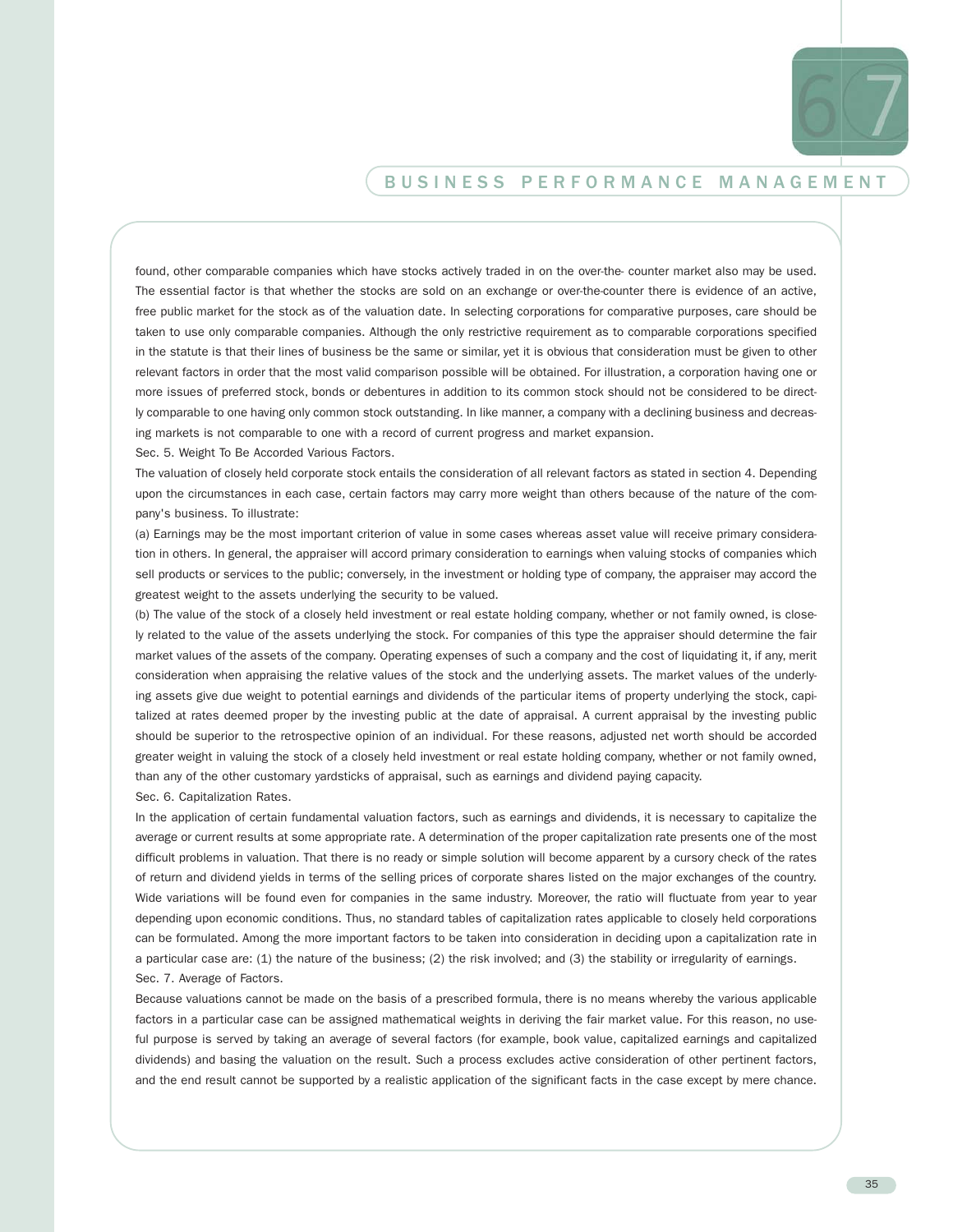found, other comparable companies which have stocks actively traded in on the over-the- counter market also may be used. The essential factor is that whether the stocks are sold on an exchange or over-the-counter there is evidence of an active, free public market for the stock as of the valuation date. In selecting corporations for comparative purposes, care should be taken to use only comparable companies. Although the only restrictive requirement as to comparable corporations specified in the statute is that their lines of business be the same or similar, yet it is obvious that consideration must be given to other relevant factors in order that the most valid comparison possible will be obtained. For illustration, a corporation having one or more issues of preferred stock, bonds or debentures in addition to its common stock should not be considered to be directly comparable to one having only common stock outstanding. In like manner, a company with a declining business and decreasing markets is not comparable to one with a record of current progress and market expansion.

Sec. 5. Weight To Be Accorded Various Factors.

The valuation of closely held corporate stock entails the consideration of all relevant factors as stated in section 4. Depending upon the circumstances in each case, certain factors may carry more weight than others because of the nature of the company's business. To illustrate:

(a) Earnings may be the most important criterion of value in some cases whereas asset value will receive primary consideration in others. In general, the appraiser will accord primary consideration to earnings when valuing stocks of companies which sell products or services to the public; conversely, in the investment or holding type of company, the appraiser may accord the greatest weight to the assets underlying the security to be valued.

(b) The value of the stock of a closely held investment or real estate holding company, whether or not family owned, is closely related to the value of the assets underlying the stock. For companies of this type the appraiser should determine the fair market values of the assets of the company. Operating expenses of such a company and the cost of liquidating it, if any, merit consideration when appraising the relative values of the stock and the underlying assets. The market values of the underlying assets give due weight to potential earnings and dividends of the particular items of property underlying the stock, capitalized at rates deemed proper by the investing public at the date of appraisal. A current appraisal by the investing public should be superior to the retrospective opinion of an individual. For these reasons, adjusted net worth should be accorded greater weight in valuing the stock of a closely held investment or real estate holding company, whether or not family owned, than any of the other customary yardsticks of appraisal, such as earnings and dividend paying capacity.

Sec. 6. Capitalization Rates.

In the application of certain fundamental valuation factors, such as earnings and dividends, it is necessary to capitalize the average or current results at some appropriate rate. A determination of the proper capitalization rate presents one of the most difficult problems in valuation. That there is no ready or simple solution will become apparent by a cursory check of the rates of return and dividend yields in terms of the selling prices of corporate shares listed on the major exchanges of the country. Wide variations will be found even for companies in the same industry. Moreover, the ratio will fluctuate from year to year depending upon economic conditions. Thus, no standard tables of capitalization rates applicable to closely held corporations can be formulated. Among the more important factors to be taken into consideration in deciding upon a capitalization rate in a particular case are: (1) the nature of the business; (2) the risk involved; and (3) the stability or irregularity of earnings.

Sec. 7. Average of Factors.

Because valuations cannot be made on the basis of a prescribed formula, there is no means whereby the various applicable factors in a particular case can be assigned mathematical weights in deriving the fair market value. For this reason, no useful purpose is served by taking an average of several factors (for example, book value, capitalized earnings and capitalized dividends) and basing the valuation on the result. Such a process excludes active consideration of other pertinent factors, and the end result cannot be supported by a realistic application of the significant facts in the case except by mere chance.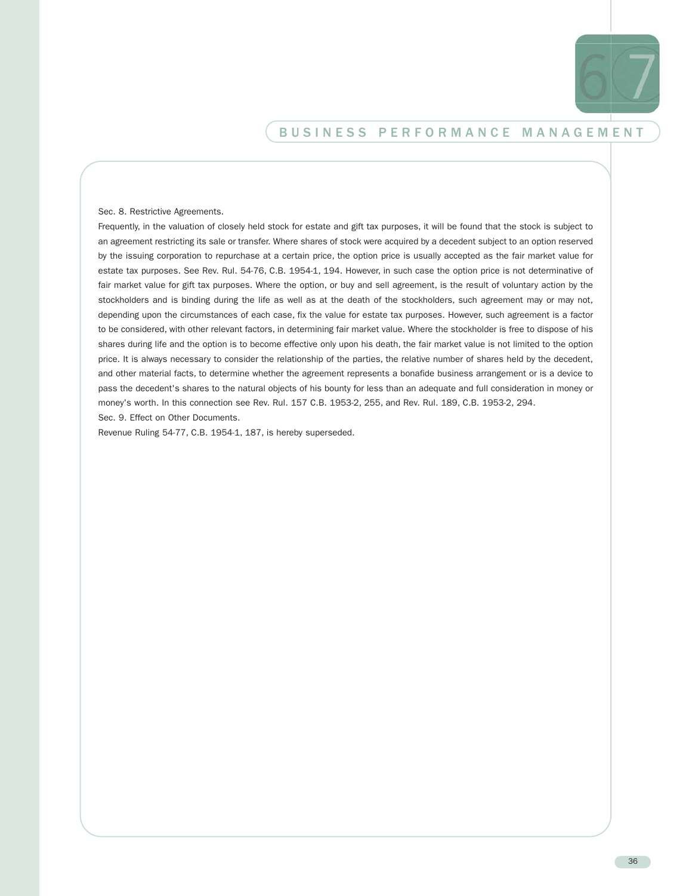Sec. 8. Restrictive Agreements.

Frequently, in the valuation of closely held stock for estate and gift tax purposes, it will be found that the stock is subject to an agreement restricting its sale or transfer. Where shares of stock were acquired by a decedent subject to an option reserved by the issuing corporation to repurchase at a certain price, the option price is usually accepted as the fair market value for estate tax purposes. See Rev. Rul. 54-76, C.B. 1954-1, 194. However, in such case the option price is not determinative of fair market value for gift tax purposes. Where the option, or buy and sell agreement, is the result of voluntary action by the stockholders and is binding during the life as well as at the death of the stockholders, such agreement may or may not, depending upon the circumstances of each case, fix the value for estate tax purposes. However, such agreement is a factor to be considered, with other relevant factors, in determining fair market value. Where the stockholder is free to dispose of his shares during life and the option is to become effective only upon his death, the fair market value is not limited to the option price. It is always necessary to consider the relationship of the parties, the relative number of shares held by the decedent, and other material facts, to determine whether the agreement represents a bonafide business arrangement or is a device to pass the decedent's shares to the natural objects of his bounty for less than an adequate and full consideration in money or money's worth. In this connection see Rev. Rul. 157 C.B. 1953-2, 255, and Rev. Rul. 189, C.B. 1953-2, 294.

Sec. 9. Effect on Other Documents.

Revenue Ruling 54-77, C.B. 1954-1, 187, is hereby superseded.